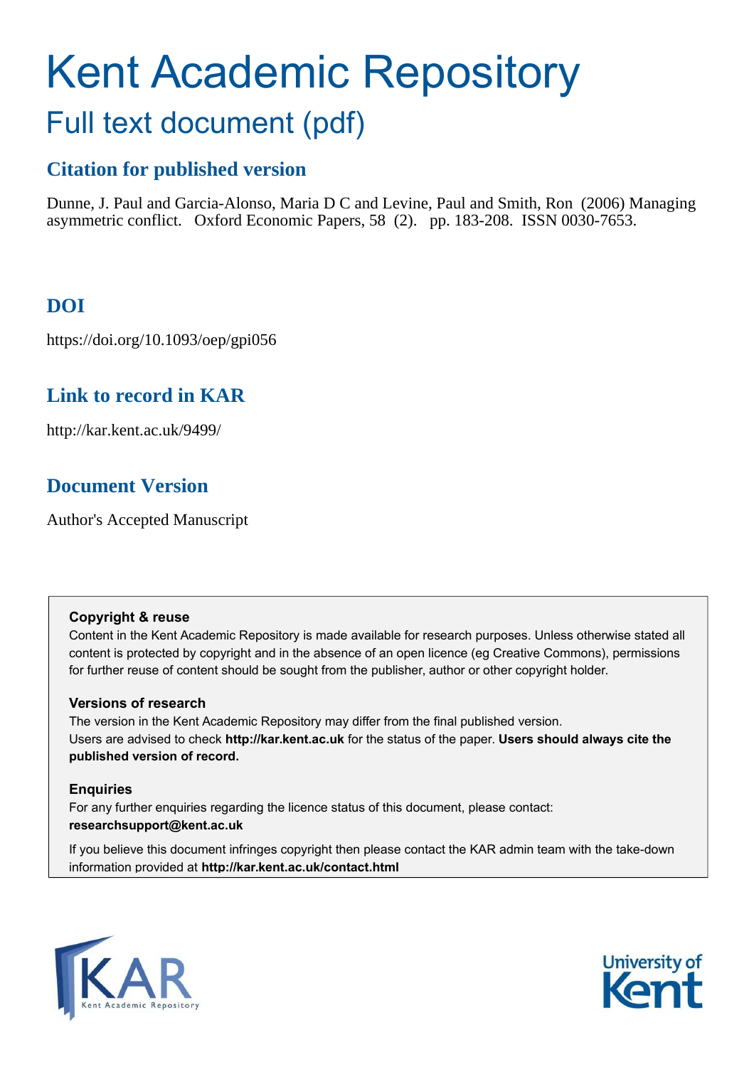# Kent Academic Repository

## Full text document (pdf)

## Citation for published version

Dunne, J. Paul and Garcia-Alonso, Maria D C and Levine, Paul and Smith, Ron (2006) Managing asymmetric conflict. Oxford Economic Papers, 58 (2). pp. 183-208. ISSN 0030-7653.

## DOI

https://doi.org/10.1093/oep/gpi056

## Link to record in KAR

http://kar.kent.ac.uk/9499/

## Document Version

Author's Accepted Manuscript

**Copyright & reuse**

Content in the Kent Academic Repository is made available for research purposes. Unless otherwise stated all content is protected by copyright and in the absence of an open licence (eg Creative Commons), permissions for further reuse of content should be sought from the publisher, author or other copyright holder.

**Versions of research**

The version in the Kent Academic Repository may differ from the final published version. Users are advised to check **http://kar.kent.ac.uk** for the status of the paper. **Users should always cite the published version of record.**

**Enquiries**

For any further enquiries regarding the licence status of this document, please contact: **researchsupport@kent.ac.uk**

If you believe this document infringes copyright then please contact the KAR admin team with the take-down information provided at **http://kar.kent.ac.uk/contact.html**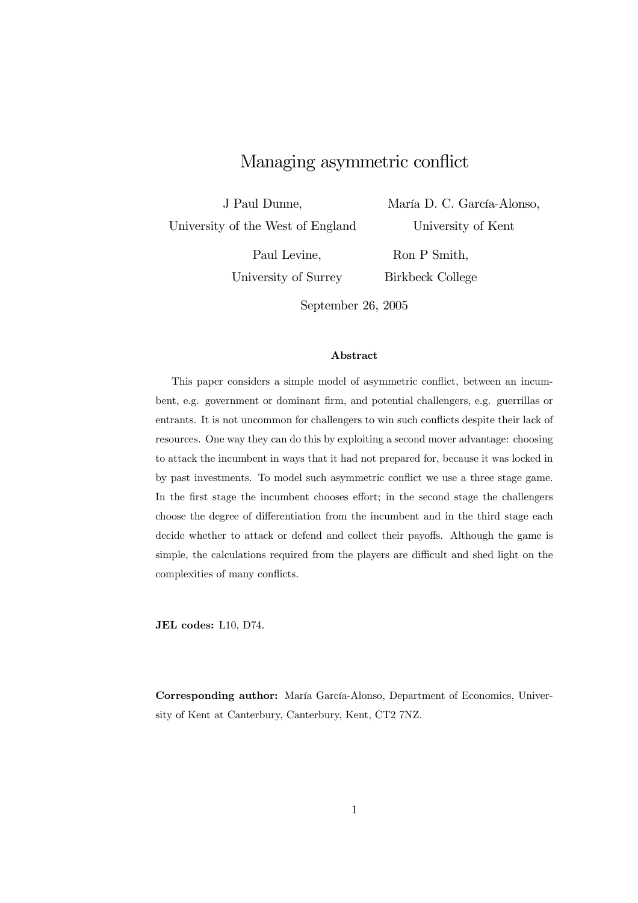# Managing asymmetric conflict

J Paul Dunne,
University of the West of England

María D. C. García-Alonso,
University of Kent

Paul Levine,
University of Surrey

Ron P Smith,
Birkbeck College

September 26, 2005

### Abstract

This paper considers a simple model of asymmetric conflict, between an incumbent, e.g. government or dominant firm, and potential challengers, e.g. guerrillas or entrants. It is not uncommon for challengers to win such conflicts despite their lack of resources. One way they can do this by exploiting a second mover advantage: choosing to attack the incumbent in ways that it had not prepared for, because it was locked in by past investments. To model such asymmetric conflict we use a three stage game. In the first stage the incumbent chooses effort; in the second stage the challengers choose the degree of differentiation from the incumbent and in the third stage each decide whether to attack or defend and collect their payoffs. Although the game is simple, the calculations required from the players are difficult and shed light on the complexities of many conflicts.

**JEL codes:** L10, D74.

**Corresponding author:** María García-Alonso, Department of Economics, University of Kent at Canterbury, Canterbury, Kent, CT2 7NZ.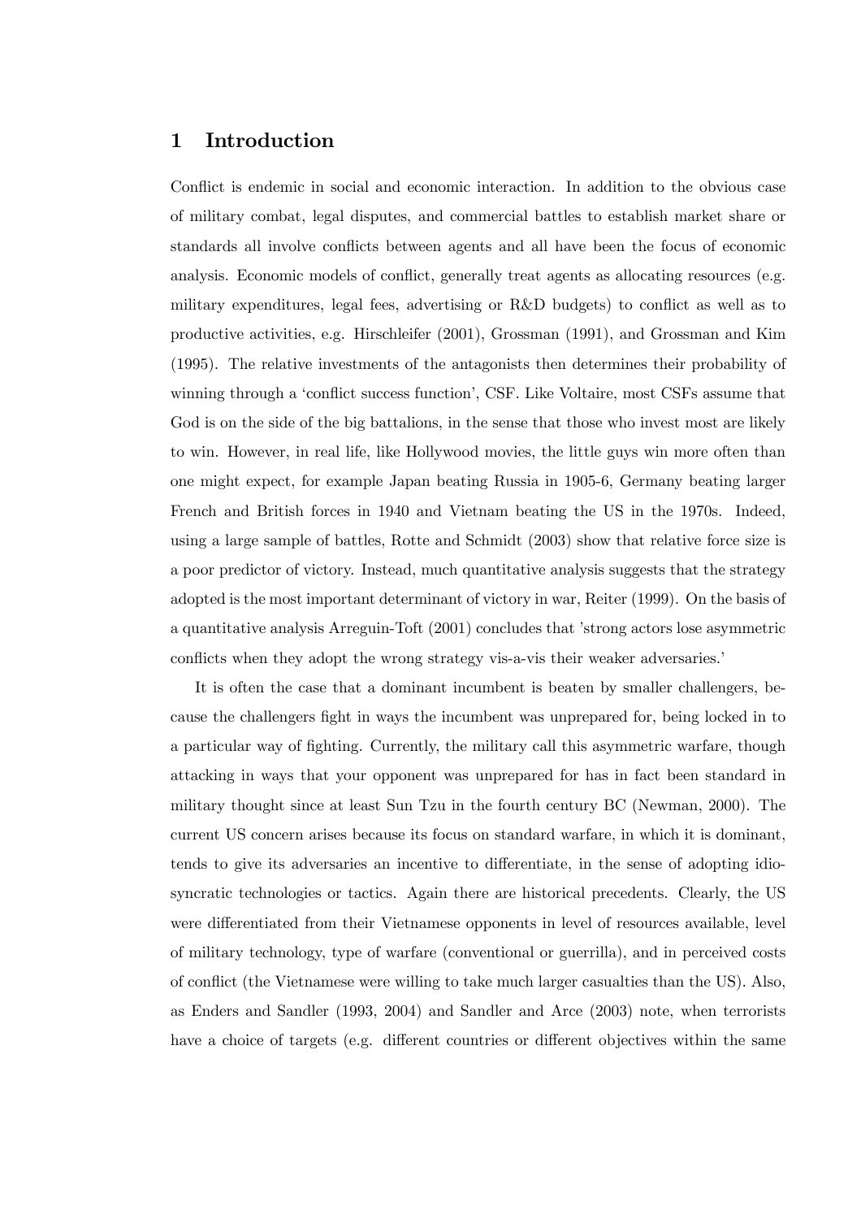## 1 Introduction

Conflict is endemic in social and economic interaction. In addition to the obvious case of military combat, legal disputes, and commercial battles to establish market share or standards all involve conflicts between agents and all have been the focus of economic analysis. Economic models of conflict, generally treat agents as allocating resources (e.g. military expenditures, legal fees, advertising or R&D budgets) to conflict as well as to productive activities, e.g. Hirschleifer (2001), Grossman (1991), and Grossman and Kim (1995). The relative investments of the antagonists then determines their probability of winning through a 'conflict success function', CSF. Like Voltaire, most CSFs assume that God is on the side of the big battalions, in the sense that those who invest most are likely to win. However, in real life, like Hollywood movies, the little guys win more often than one might expect, for example Japan beating Russia in 1905-6, Germany beating larger French and British forces in 1940 and Vietnam beating the US in the 1970s. Indeed, using a large sample of battles, Rotte and Schmidt (2003) show that relative force size is a poor predictor of victory. Instead, much quantitative analysis suggests that the strategy adopted is the most important determinant of victory in war, Reiter (1999). On the basis of a quantitative analysis Arreguin-Toft (2001) concludes that 'strong actors lose asymmetric conflicts when they adopt the wrong strategy vis-a-vis their weaker adversaries.'

It is often the case that a dominant incumbent is beaten by smaller challengers, because the challengers fight in ways the incumbent was unprepared for, being locked in to a particular way of fighting. Currently, the military call this asymmetric warfare, though attacking in ways that your opponent was unprepared for has in fact been standard in military thought since at least Sun Tzu in the fourth century BC (Newman, 2000). The current US concern arises because its focus on standard warfare, in which it is dominant, tends to give its adversaries an incentive to differentiate, in the sense of adopting idiosyncratic technologies or tactics. Again there are historical precedents. Clearly, the US were differentiated from their Vietnamese opponents in level of resources available, level of military technology, type of warfare (conventional or guerrilla), and in perceived costs of conflict (the Vietnamese were willing to take much larger casualties than the US). Also, as Enders and Sandler (1993, 2004) and Sandler and Arce (2003) note, when terrorists have a choice of targets (e.g. different countries or different objectives within the same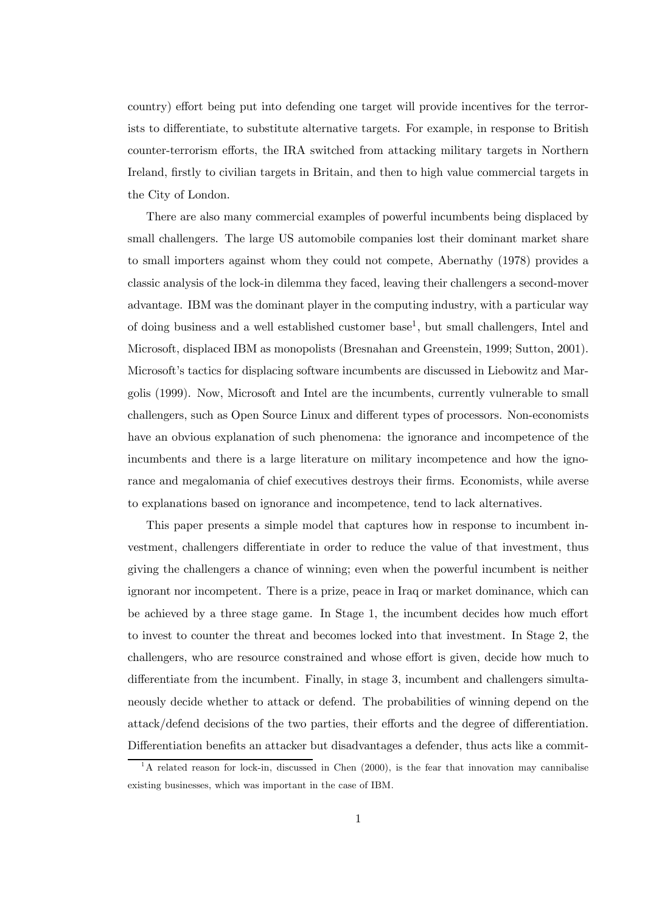country) effort being put into defending one target will provide incentives for the terrorists to differentiate, to substitute alternative targets. For example, in response to British counter-terrorism efforts, the IRA switched from attacking military targets in Northern Ireland, firstly to civilian targets in Britain, and then to high value commercial targets in the City of London.

There are also many commercial examples of powerful incumbents being displaced by small challengers. The large US automobile companies lost their dominant market share to small importers against whom they could not compete, Abernathy (1978) provides a classic analysis of the lock-in dilemma they faced, leaving their challengers a second-mover advantage. IBM was the dominant player in the computing industry, with a particular way of doing business and a well established customer base[1], but small challengers, Intel and Microsoft, displaced IBM as monopolists (Bresnahan and Greenstein, 1999; Sutton, 2001). Microsoft's tactics for displacing software incumbents are discussed in Liebowitz and Margolis (1999). Now, Microsoft and Intel are the incumbents, currently vulnerable to small challengers, such as Open Source Linux and different types of processors. Non-economists have an obvious explanation of such phenomena: the ignorance and incompetence of the incumbents and there is a large literature on military incompetence and how the ignorance and megalomania of chief executives destroys their firms. Economists, while averse to explanations based on ignorance and incompetence, tend to lack alternatives.

This paper presents a simple model that captures how in response to incumbent investment, challengers differentiate in order to reduce the value of that investment, thus giving the challengers a chance of winning; even when the powerful incumbent is neither ignorant nor incompetent. There is a prize, peace in Iraq or market dominance, which can be achieved by a three stage game. In Stage 1, the incumbent decides how much effort to invest to counter the threat and becomes locked into that investment. In Stage 2, the challengers, who are resource constrained and whose effort is given, decide how much to differentiate from the incumbent. Finally, in stage 3, incumbent and challengers simultaneously decide whether to attack or defend. The probabilities of winning depend on the attack/defend decisions of the two parties, their efforts and the degree of differentiation. Differentiation benefits an attacker but disadvantages a defender, thus acts like a commit-

[1] A related reason for lock-in, discussed in Chen (2000), is the fear that innovation may cannibalise existing businesses, which was important in the case of IBM.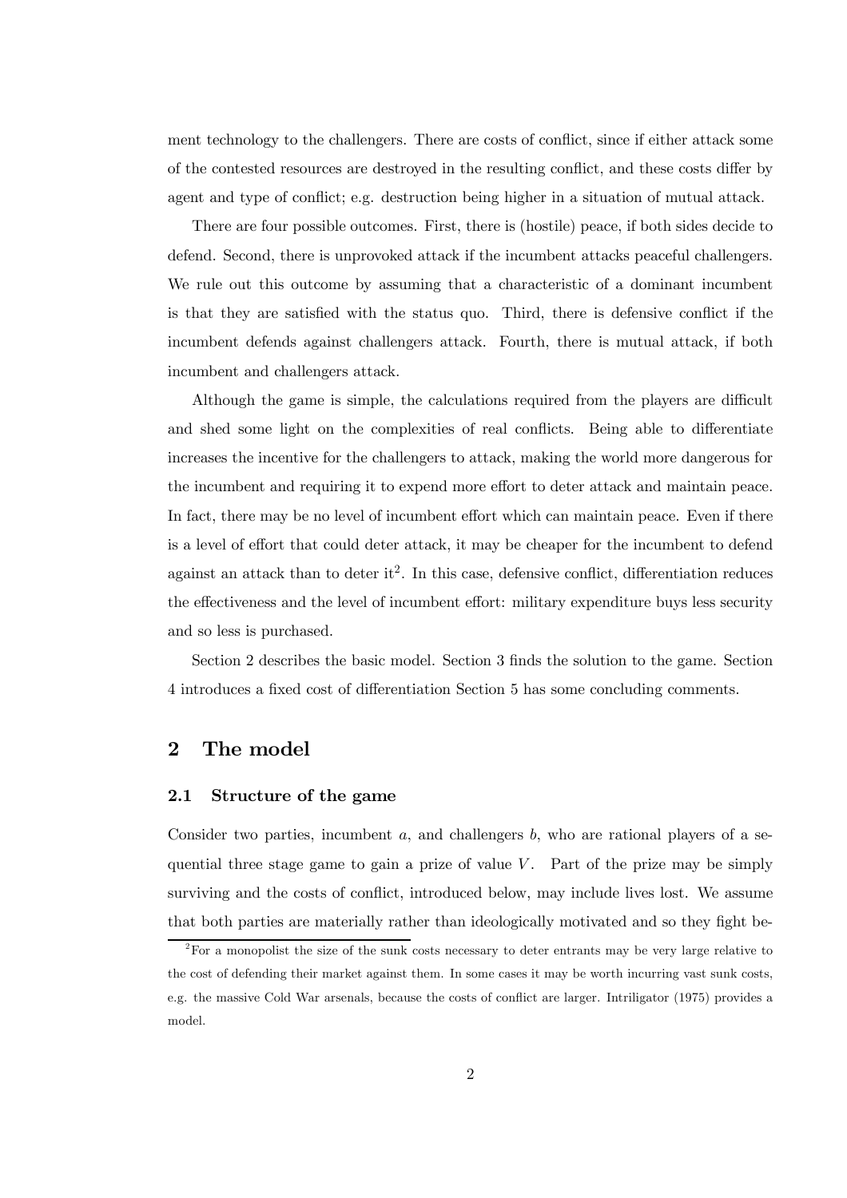ment technology to the challengers. There are costs of conflict, since if either attack some of the contested resources are destroyed in the resulting conflict, and these costs differ by agent and type of conflict; e.g. destruction being higher in a situation of mutual attack.

There are four possible outcomes. First, there is (hostile) peace, if both sides decide to defend. Second, there is unprovoked attack if the incumbent attacks peaceful challengers. We rule out this outcome by assuming that a characteristic of a dominant incumbent is that they are satisfied with the status quo. Third, there is defensive conflict if the incumbent defends against challengers attack. Fourth, there is mutual attack, if both incumbent and challengers attack.

Although the game is simple, the calculations required from the players are difficult and shed some light on the complexities of real conflicts. Being able to differentiate increases the incentive for the challengers to attack, making the world more dangerous for the incumbent and requiring it to expend more effort to deter attack and maintain peace. In fact, there may be no level of incumbent effort which can maintain peace. Even if there is a level of effort that could deter attack, it may be cheaper for the incumbent to defend against an attack than to deter it[2]. In this case, defensive conflict, differentiation reduces the effectiveness and the level of incumbent effort: military expenditure buys less security and so less is purchased.

Section 2 describes the basic model. Section 3 finds the solution to the game. Section 4 introduces a fixed cost of differentiation Section 5 has some concluding comments.

## 2 The model

### 2.1 Structure of the game

Consider two parties, incumbent $a$, and challengers $b$, who are rational players of a sequential three stage game to gain a prize of value $V$. Part of the prize may be simply surviving and the costs of conflict, introduced below, may include lives lost. We assume that both parties are materially rather than ideologically motivated and so they fight be-

[2] For a monopolist the size of the sunk costs necessary to deter entrants may be very large relative to the cost of defending their market against them. In some cases it may be worth incurring vast sunk costs, e.g. the massive Cold War arsenals, because the costs of conflict are larger. Intriligator (1975) provides a model.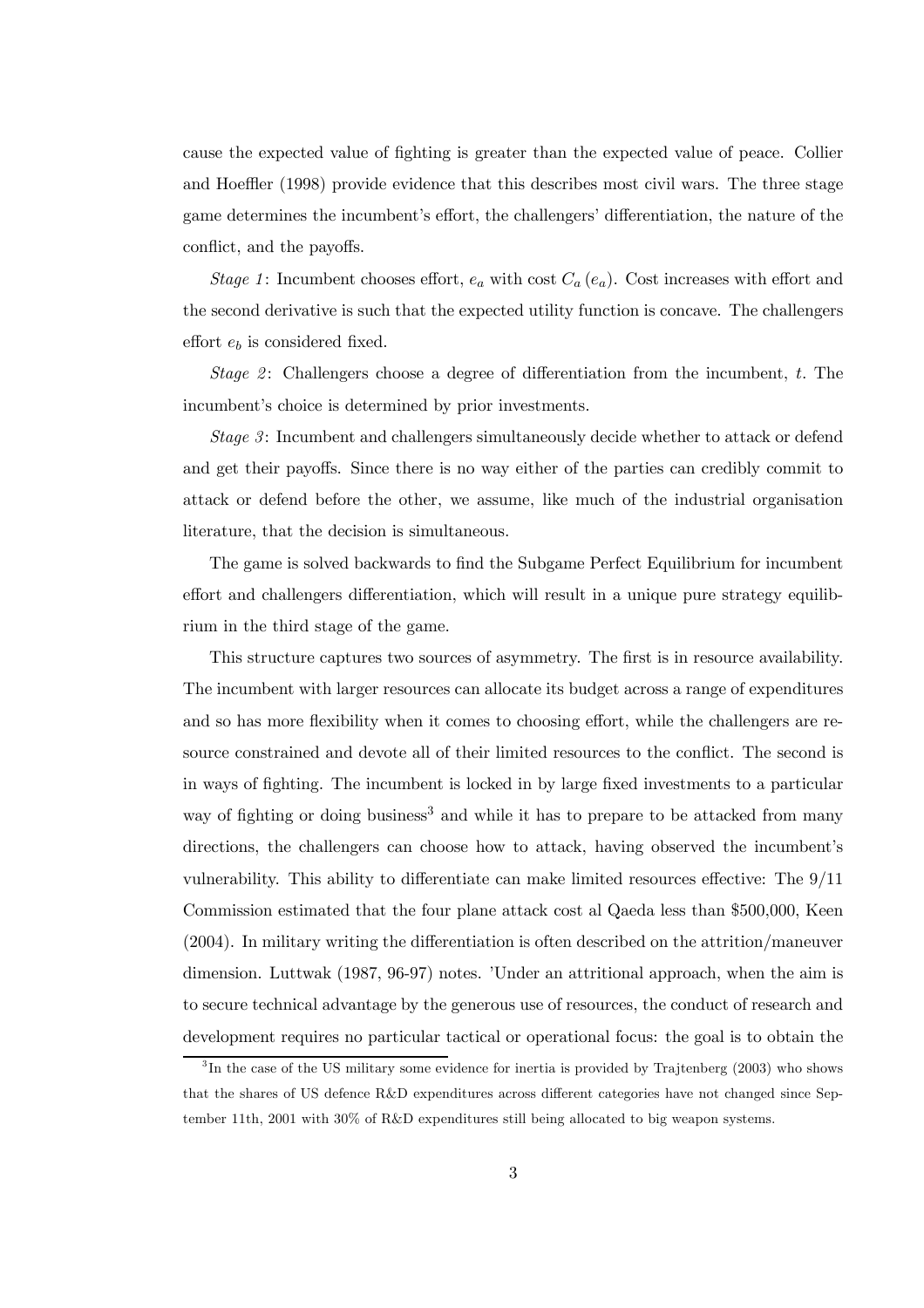cause the expected value of fighting is greater than the expected value of peace. Collier and Hoeffler (1998) provide evidence that this describes most civil wars. The three stage game determines the incumbent's effort, the challengers' differentiation, the nature of the conflict, and the payoffs.

*Stage 1*: Incumbent chooses effort, $e_a$ with cost $C_a(e_a)$. Cost increases with effort and the second derivative is such that the expected utility function is concave. The challengers effort $e_b$ is considered fixed.

*Stage 2*: Challengers choose a degree of differentiation from the incumbent, $t$. The incumbent's choice is determined by prior investments.

*Stage 3*: Incumbent and challengers simultaneously decide whether to attack or defend and get their payoffs. Since there is no way either of the parties can credibly commit to attack or defend before the other, we assume, like much of the industrial organisation literature, that the decision is simultaneous.

The game is solved backwards to find the Subgame Perfect Equilibrium for incumbent effort and challengers differentiation, which will result in a unique pure strategy equilibrium in the third stage of the game.

This structure captures two sources of asymmetry. The first is in resource availability. The incumbent with larger resources can allocate its budget across a range of expenditures and so has more flexibility when it comes to choosing effort, while the challengers are resource constrained and devote all of their limited resources to the conflict. The second is in ways of fighting. The incumbent is locked in by large fixed investments to a particular way of fighting or doing business[3] and while it has to prepare to be attacked from many directions, the challengers can choose how to attack, having observed the incumbent's vulnerability. This ability to differentiate can make limited resources effective: The 9/11 Commission estimated that the four plane attack cost al Qaeda less than $500,000, Keen (2004). In military writing the differentiation is often described on the attrition/maneuver dimension. Luttwak (1987, 96-97) notes. 'Under an attritional approach, when the aim is to secure technical advantage by the generous use of resources, the conduct of research and development requires no particular tactical or operational focus: the goal is to obtain the

[3] In the case of the US military some evidence for inertia is provided by Trajtenberg (2003) who shows that the shares of US defence R&D expenditures across different categories have not changed since September 11th, 2001 with 30% of R&D expenditures still being allocated to big weapon systems.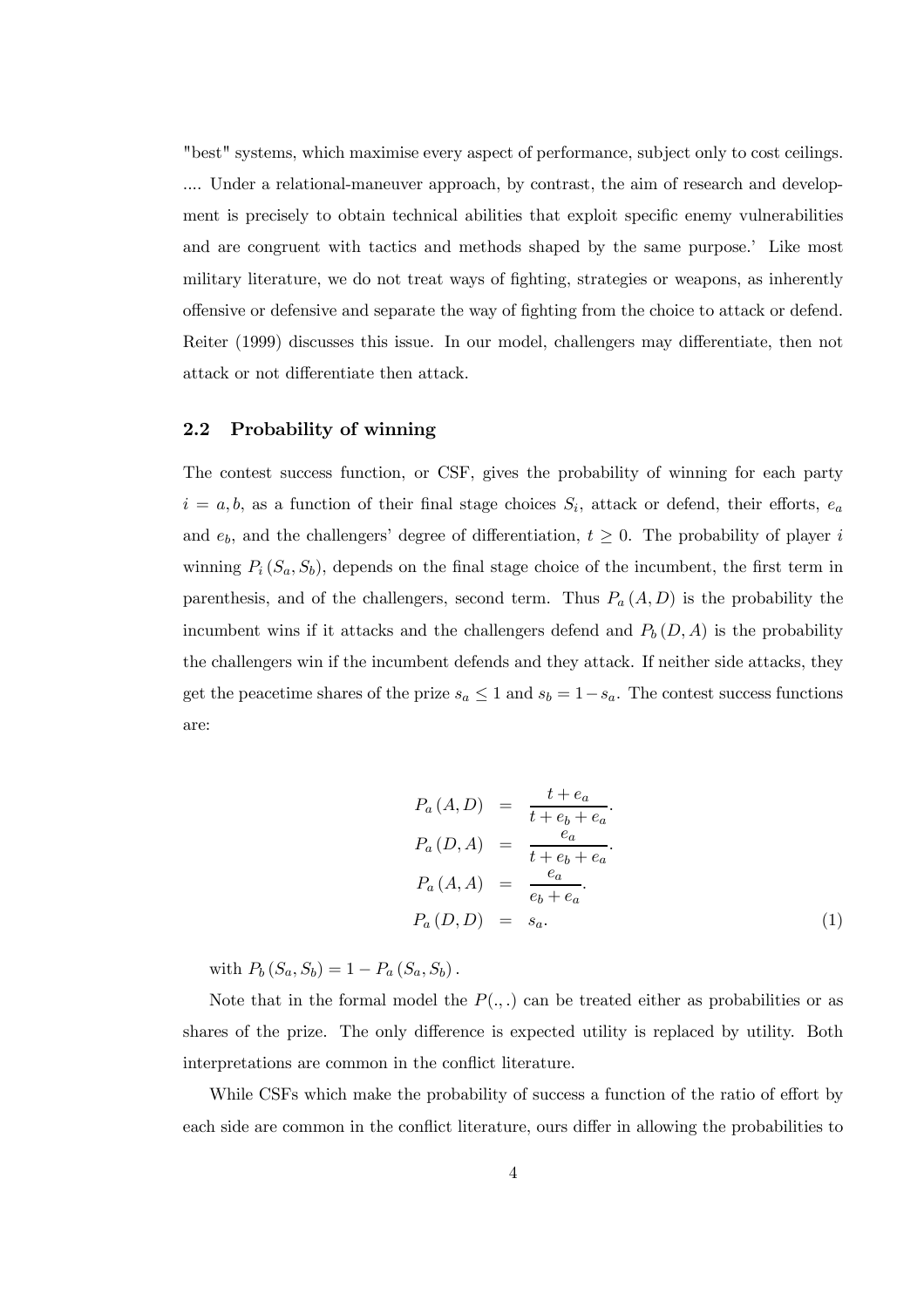"best" systems, which maximise every aspect of performance, subject only to cost ceilings. .... Under a relational-maneuver approach, by contrast, the aim of research and development is precisely to obtain technical abilities that exploit specific enemy vulnerabilities and are congruent with tactics and methods shaped by the same purpose.' Like most military literature, we do not treat ways of fighting, strategies or weapons, as inherently offensive or defensive and separate the way of fighting from the choice to attack or defend. Reiter (1999) discusses this issue. In our model, challengers may differentiate, then not attack or not differentiate then attack.

## 2.2 Probability of winning

The contest success function, or CSF, gives the probability of winning for each party $i = a, b$, as a function of their final stage choices $S_i$, attack or defend, their efforts, $e_a$ and $e_b$, and the challengers' degree of differentiation, $t \geq 0$. The probability of player $i$ winning $P_i(S_a, S_b)$, depends on the final stage choice of the incumbent, the first term in parenthesis, and of the challengers, second term. Thus $P_a(A, D)$ is the probability the incumbent wins if it attacks and the challengers defend and $P_b(D, A)$ is the probability the challengers win if the incumbent defends and they attack. If neither side attacks, they get the peacetime shares of the prize $s_a \leq 1$ and $s_b = 1 - s_a$. The contest success functions are:

$$
\begin{aligned}
P_a(A, D) &= \frac{t + e_a}{t + e_b + e_a}. \\
P_a(D, A) &= \frac{e_a}{t + e_b + e_a}. \\
P_a(A, A) &= \frac{e_a}{e_b + e_a}. \\
P_a(D, D) &= s_a. && (1)
\end{aligned}
$$

with $P_b(S_a, S_b) = 1 - P_a(S_a, S_b)$.

Note that in the formal model the $P(.,.)$ can be treated either as probabilities or as shares of the prize. The only difference is expected utility is replaced by utility. Both interpretations are common in the conflict literature.

While CSFs which make the probability of success a function of the ratio of effort by each side are common in the conflict literature, ours differ in allowing the probabilities to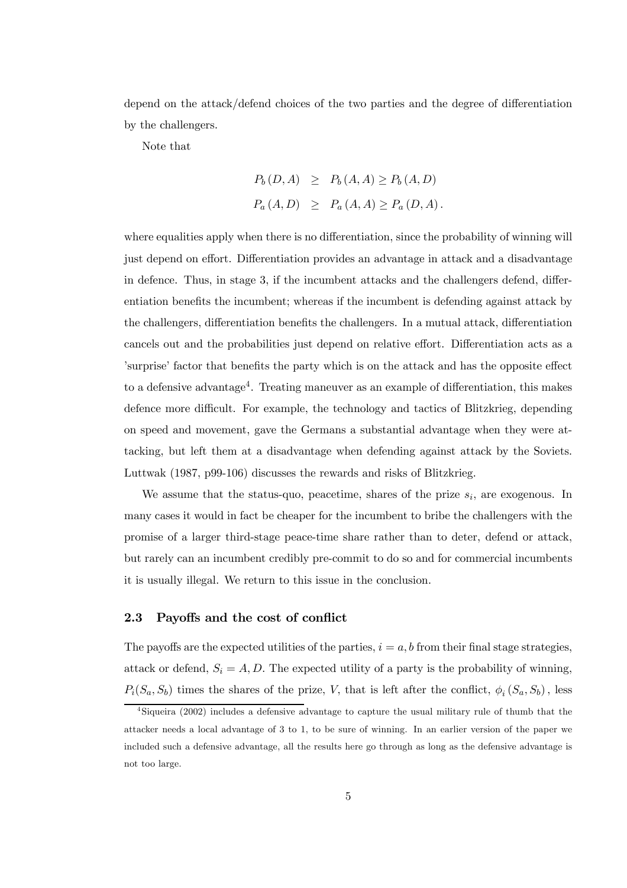depend on the attack/defend choices of the two parties and the degree of differentiation by the challengers.

Note that

$$
\begin{aligned}
P_b(D, A) &\geq P_b(A, A) \geq P_b(A, D) \\
P_a(A, D) &\geq P_a(A, A) \geq P_a(D, A).
\end{aligned}
$$

where equalities apply when there is no differentiation, since the probability of winning will just depend on effort. Differentiation provides an advantage in attack and a disadvantage in defence. Thus, in stage 3, if the incumbent attacks and the challengers defend, differentiation benefits the incumbent; whereas if the incumbent is defending against attack by the challengers, differentiation benefits the challengers. In a mutual attack, differentiation cancels out and the probabilities just depend on relative effort. Differentiation acts as a 'surprise' factor that benefits the party which is on the attack and has the opposite effect to a defensive advantage[4]. Treating maneuver as an example of differentiation, this makes defence more difficult. For example, the technology and tactics of Blitzkrieg, depending on speed and movement, gave the Germans a substantial advantage when they were attacking, but left them at a disadvantage when defending against attack by the Soviets. Luttwak (1987, p99-106) discusses the rewards and risks of Blitzkrieg.

We assume that the status-quo, peacetime, shares of the prize $s_i$, are exogenous. In many cases it would in fact be cheaper for the incumbent to bribe the challengers with the promise of a larger third-stage peace-time share rather than to deter, defend or attack, but rarely can an incumbent credibly pre-commit to do so and for commercial incumbents it is usually illegal. We return to this issue in the conclusion.

### 2.3 Payoffs and the cost of conflict

The payoffs are the expected utilities of the parties, $i = a, b$ from their final stage strategies, attack or defend, $S_i = A, D$. The expected utility of a party is the probability of winning, $P_i(S_a, S_b)$ times the shares of the prize, $V$, that is left after the conflict, $\phi_i(S_a, S_b)$, less

[4] Siqueira (2002) includes a defensive advantage to capture the usual military rule of thumb that the attacker needs a local advantage of 3 to 1, to be sure of winning. In an earlier version of the paper we included such a defensive advantage, all the results here go through as long as the defensive advantage is not too large.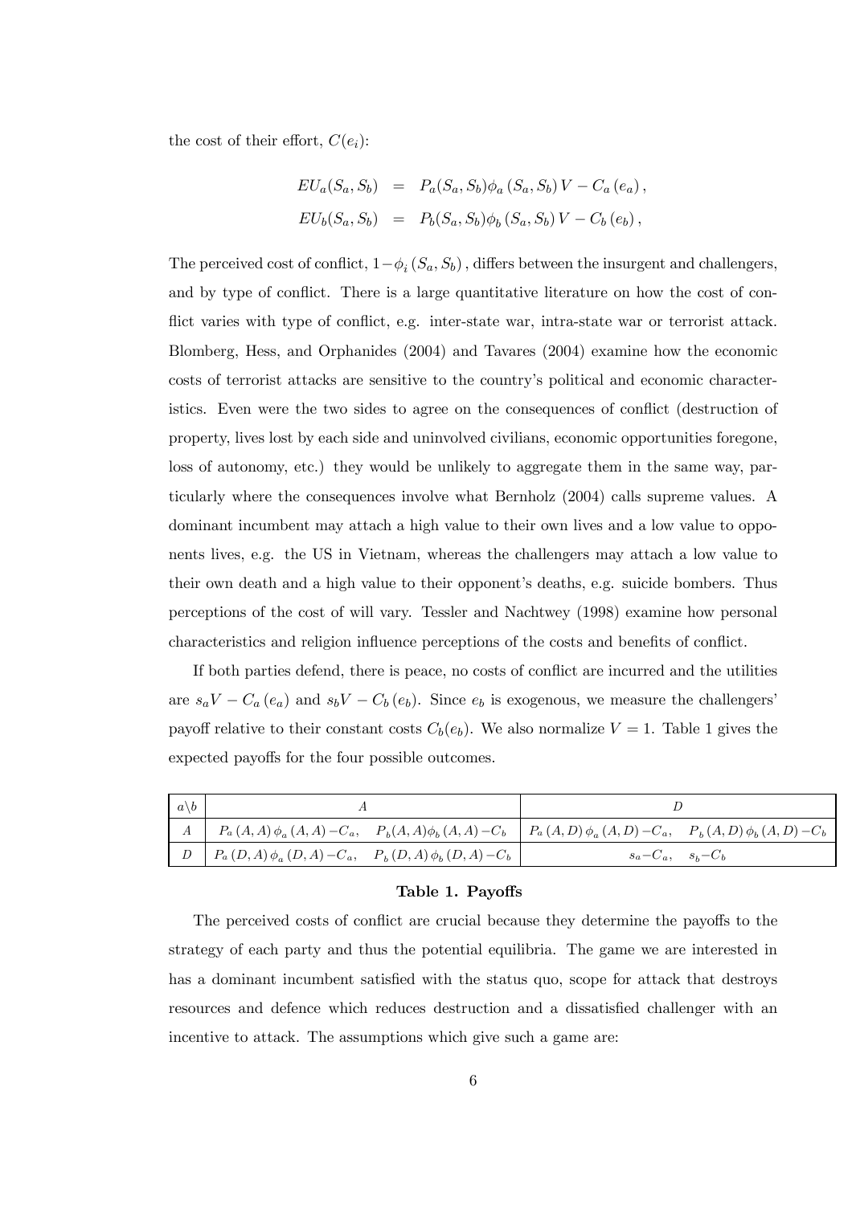the cost of their effort, $C(e_i)$:

$$
\begin{aligned}
EU_a(S_a, S_b) &= P_a(S_a, S_b)\phi_a(S_a, S_b)V - C_a(e_a), \\
EU_b(S_a, S_b) &= P_b(S_a, S_b)\phi_b(S_a, S_b)V - C_b(e_b),
\end{aligned}
$$

The perceived cost of conflict, $1-\phi_i(S_a, S_b)$, differs between the insurgent and challengers, and by type of conflict. There is a large quantitative literature on how the cost of conflict varies with type of conflict, e.g. inter-state war, intra-state war or terrorist attack. Blomberg, Hess, and Orphanides (2004) and Tavares (2004) examine how the economic costs of terrorist attacks are sensitive to the country's political and economic characteristics. Even were the two sides to agree on the consequences of conflict (destruction of property, lives lost by each side and uninvolved civilians, economic opportunities foregone, loss of autonomy, etc.) they would be unlikely to aggregate them in the same way, particularly where the consequences involve what Bernholz (2004) calls supreme values. A dominant incumbent may attach a high value to their own lives and a low value to opponents lives, e.g. the US in Vietnam, whereas the challengers may attach a low value to their own death and a high value to their opponent's deaths, e.g. suicide bombers. Thus perceptions of the cost of will vary. Tessler and Nachtwey (1998) examine how personal characteristics and religion influence perceptions of the costs and benefits of conflict.

If both parties defend, there is peace, no costs of conflict are incurred and the utilities are $s_aV - C_a(e_a)$ and $s_bV - C_b(e_b)$. Since $e_b$ is exogenous, we measure the challengers' payoff relative to their constant costs $C_b(e_b)$. We also normalize $V = 1$. Table 1 gives the expected payoffs for the four possible outcomes.

| $a \backslash b$ | $A$ | $D$ |
|---|---|---|
| $A$ | $P_a(A,A)\phi_a(A,A) - C_a, \quad P_b(A,A)\phi_b(A,A) - C_b$ | $P_a(A,D)\phi_a(A,D) - C_a, \quad P_b(A,D)\phi_b(A,D) - C_b$ |
| $D$ | $P_a(D,A)\phi_a(D,A) - C_a, \quad P_b(D,A)\phi_b(D,A) - C_b$ | $s_a - C_a, \quad s_b - C_b$ |

**Table 1. Payoffs**

The perceived costs of conflict are crucial because they determine the payoffs to the strategy of each party and thus the potential equilibria. The game we are interested in has a dominant incumbent satisfied with the status quo, scope for attack that destroys resources and defence which reduces destruction and a dissatisfied challenger with an incentive to attack. The assumptions which give such a game are: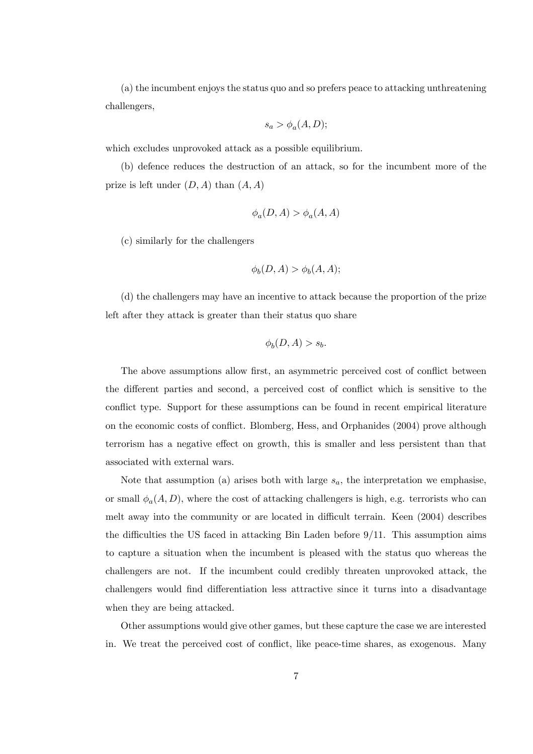(a) the incumbent enjoys the status quo and so prefers peace to attacking unthreatening challengers,

$$s_a > \phi_a(A, D);$$

which excludes unprovoked attack as a possible equilibrium.

(b) defence reduces the destruction of an attack, so for the incumbent more of the prize is left under $(D, A)$ than $(A, A)$

$$\phi_a(D, A) > \phi_a(A, A)$$

(c) similarly for the challengers

$$\phi_b(D, A) > \phi_b(A, A);$$

(d) the challengers may have an incentive to attack because the proportion of the prize left after they attack is greater than their status quo share

$$\phi_b(D, A) > s_b.$$

The above assumptions allow first, an asymmetric perceived cost of conflict between the different parties and second, a perceived cost of conflict which is sensitive to the conflict type. Support for these assumptions can be found in recent empirical literature on the economic costs of conflict. Blomberg, Hess, and Orphanides (2004) prove although terrorism has a negative effect on growth, this is smaller and less persistent than that associated with external wars.

Note that assumption (a) arises both with large $s_a$, the interpretation we emphasise, or small $\phi_a(A, D)$, where the cost of attacking challengers is high, e.g. terrorists who can melt away into the community or are located in difficult terrain. Keen (2004) describes the difficulties the US faced in attacking Bin Laden before 9/11. This assumption aims to capture a situation when the incumbent is pleased with the status quo whereas the challengers are not. If the incumbent could credibly threaten unprovoked attack, the challengers would find differentiation less attractive since it turns into a disadvantage when they are being attacked.

Other assumptions would give other games, but these capture the case we are interested in. We treat the perceived cost of conflict, like peace-time shares, as exogenous. Many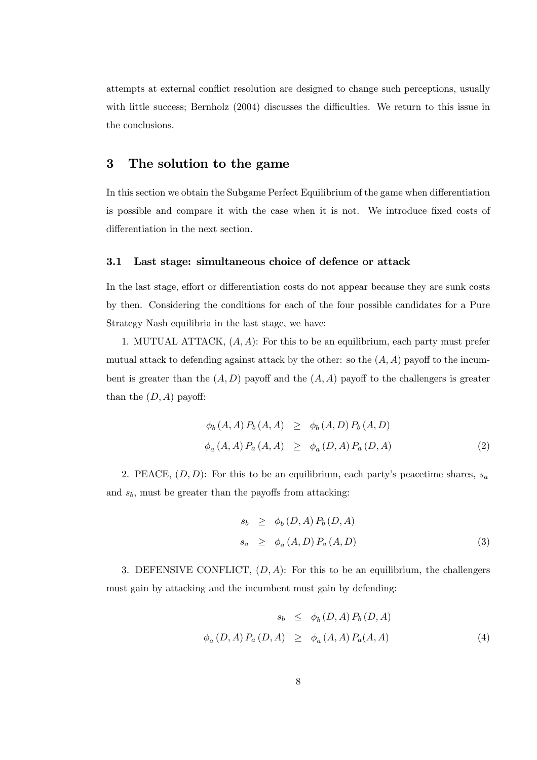attempts at external conflict resolution are designed to change such perceptions, usually with little success; Bernholz (2004) discusses the difficulties. We return to this issue in the conclusions.

## 3 The solution to the game

In this section we obtain the Subgame Perfect Equilibrium of the game when differentiation is possible and compare it with the case when it is not. We introduce fixed costs of differentiation in the next section.

### 3.1 Last stage: simultaneous choice of defence or attack

In the last stage, effort or differentiation costs do not appear because they are sunk costs by then. Considering the conditions for each of the four possible candidates for a Pure Strategy Nash equilibria in the last stage, we have:

1. MUTUAL ATTACK, $(A, A)$: For this to be an equilibrium, each party must prefer mutual attack to defending against attack by the other: so the $(A, A)$ payoff to the incumbent is greater than the $(A, D)$ payoff and the $(A, A)$ payoff to the challengers is greater than the $(D, A)$ payoff:

$$\begin{aligned} \phi_b(A, A) P_b(A, A) &\geq \phi_b(A, D) P_b(A, D) \\ \phi_a(A, A) P_a(A, A) &\geq \phi_a(D, A) P_a(D, A) \end{aligned} \tag{2}$$

2. PEACE, $(D, D)$: For this to be an equilibrium, each party's peacetime shares, $s_a$ and $s_b$, must be greater than the payoffs from attacking:

$$\begin{aligned} s_b &\geq \phi_b(D, A) P_b(D, A) \\ s_a &\geq \phi_a(A, D) P_a(A, D) \end{aligned} \tag{3}$$

3. DEFENSIVE CONFLICT, $(D, A)$: For this to be an equilibrium, the challengers must gain by attacking and the incumbent must gain by defending:

$$\begin{aligned} s_b &\leq \phi_b(D, A) P_b(D, A) \\ \phi_a(D, A) P_a(D, A) &\geq \phi_a(A, A) P_a(A, A) \end{aligned} \tag{4}$$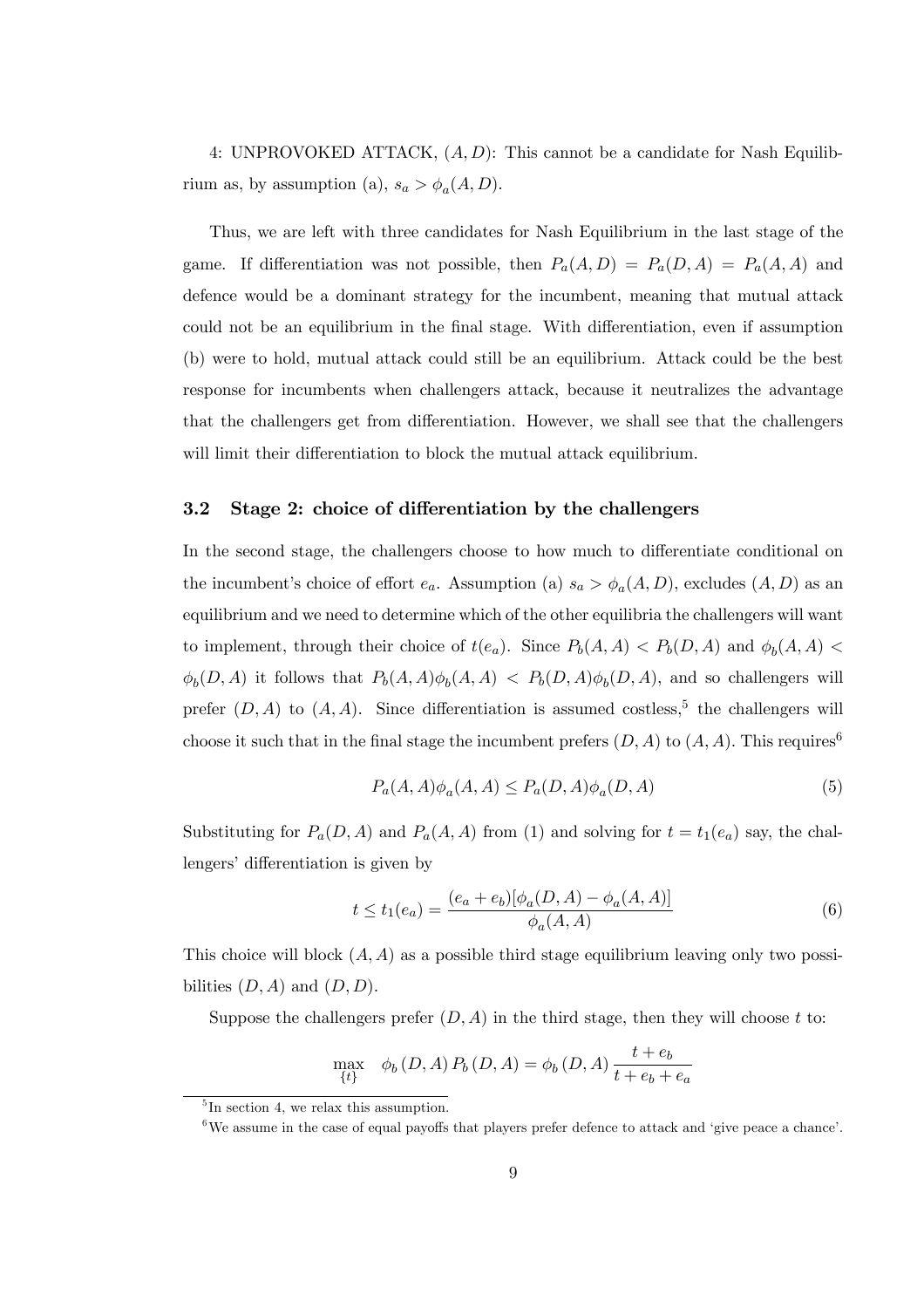4: UNPROVOKED ATTACK, $(A, D)$: This cannot be a candidate for Nash Equilibrium as, by assumption (a), $s_a > \phi_a(A, D)$.

Thus, we are left with three candidates for Nash Equilibrium in the last stage of the game. If differentiation was not possible, then $P_a(A, D) = P_a(D, A) = P_a(A, A)$ and defence would be a dominant strategy for the incumbent, meaning that mutual attack could not be an equilibrium in the final stage. With differentiation, even if assumption (b) were to hold, mutual attack could still be an equilibrium. Attack could be the best response for incumbents when challengers attack, because it neutralizes the advantage that the challengers get from differentiation. However, we shall see that the challengers will limit their differentiation to block the mutual attack equilibrium.

### 3.2 Stage 2: choice of differentiation by the challengers

In the second stage, the challengers choose to how much to differentiate conditional on the incumbent's choice of effort $e_a$. Assumption (a) $s_a > \phi_a(A, D)$, excludes $(A, D)$ as an equilibrium and we need to determine which of the other equilibria the challengers will want to implement, through their choice of $t(e_a)$. Since $P_b(A, A) < P_b(D, A)$ and $\phi_b(A, A) < \phi_b(D, A)$ it follows that $P_b(A, A)\phi_b(A, A) < P_b(D, A)\phi_b(D, A)$, and so challengers will prefer $(D, A)$ to $(A, A)$. Since differentiation is assumed costless,[5] the challengers will choose it such that in the final stage the incumbent prefers $(D, A)$ to $(A, A)$. This requires[6]

$$P_a(A, A)\phi_a(A, A) \leq P_a(D, A)\phi_a(D, A) \tag{5}$$

Substituting for $P_a(D, A)$ and $P_a(A, A)$ from (1) and solving for $t = t_1(e_a)$ say, the challengers' differentiation is given by

$$t \leq t_1(e_a) = \frac{(e_a + e_b)[\phi_a(D, A) - \phi_a(A, A)]}{\phi_a(A, A)} \tag{6}$$

This choice will block $(A, A)$ as a possible third stage equilibrium leaving only two possibilities $(D, A)$ and $(D, D)$.

Suppose the challengers prefer $(D, A)$ in the third stage, then they will choose $t$ to:

$$\max_{\{t\}} \quad \phi_b(D, A)\, P_b(D, A) = \phi_b(D, A)\, \frac{t + e_b}{t + e_b + e_a}$$

---

[5] In section 4, we relax this assumption.

[6] We assume in the case of equal payoffs that players prefer defence to attack and 'give peace a chance'.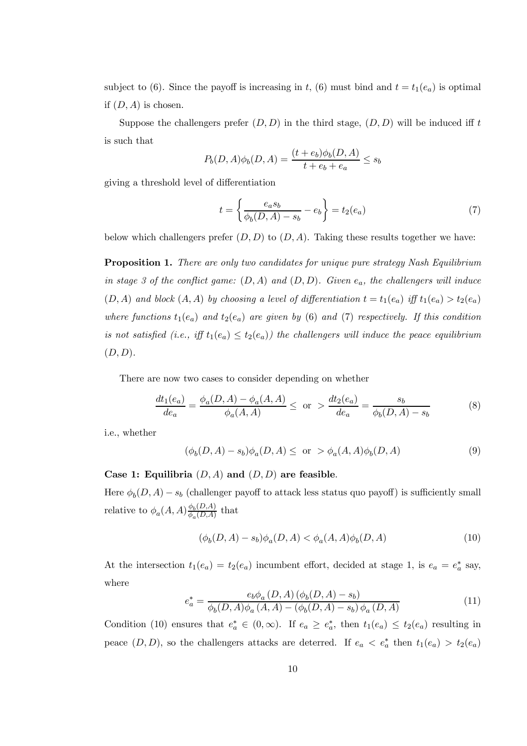subject to (6). Since the payoff is increasing in $t$, (6) must bind and $t = t_1(e_a)$ is optimal if $(D, A)$ is chosen.

Suppose the challengers prefer $(D, D)$ in the third stage, $(D, D)$ will be induced iff $t$ is such that

$$P_b(D, A)\phi_b(D, A) = \frac{(t + e_b)\phi_b(D, A)}{t + e_b + e_a} \leq s_b$$

giving a threshold level of differentiation

$$t = \left\{ \frac{e_a s_b}{\phi_b(D, A) - s_b} - e_b \right\} = t_2(e_a) \tag{7}$$

below which challengers prefer $(D, D)$ to $(D, A)$. Taking these results together we have:

**Proposition 1.** *There are only two candidates for unique pure strategy Nash Equilibrium in stage 3 of the conflict game: $(D, A)$ and $(D, D)$. Given $e_a$, the challengers will induce $(D, A)$ and block $(A, A)$ by choosing a level of differentiation $t = t_1(e_a)$ iff $t_1(e_a) > t_2(e_a)$ where functions $t_1(e_a)$ and $t_2(e_a)$ are given by (6) and (7) respectively. If this condition is not satisfied (i.e., iff $t_1(e_a) \leq t_2(e_a)$) the challengers will induce the peace equilibrium $(D, D)$.*

There are now two cases to consider depending on whether

$$\frac{dt_1(e_a)}{de_a} = \frac{\phi_a(D, A) - \phi_a(A, A)}{\phi_a(A, A)} \leq \text{ or } > \frac{dt_2(e_a)}{de_a} = \frac{s_b}{\phi_b(D, A) - s_b} \tag{8}$$

i.e., whether

$$(\phi_b(D, A) - s_b)\phi_a(D, A) \leq \text{ or } > \phi_a(A, A)\phi_b(D, A) \tag{9}$$

**Case 1: Equilibria $(D, A)$ and $(D, D)$ are feasible**.

Here $\phi_b(D, A) - s_b$ (challenger payoff to attack less status quo payoff) is sufficiently small relative to $\phi_a(A, A)\frac{\phi_b(D,A)}{\phi_a(D,A)}$ that

$$(\phi_b(D, A) - s_b)\phi_a(D, A) < \phi_a(A, A)\phi_b(D, A) \tag{10}$$

At the intersection $t_1(e_a) = t_2(e_a)$ incumbent effort, decided at stage 1, is $e_a = e_a^*$ say, where

$$e_a^* = \frac{e_b \phi_a(D, A)(\phi_b(D, A) - s_b)}{\phi_b(D, A)\phi_a(A, A) - (\phi_b(D, A) - s_b)\phi_a(D, A)} \tag{11}$$

Condition (10) ensures that $e_a^* \in (0, \infty)$. If $e_a \geq e_a^*$, then $t_1(e_a) \leq t_2(e_a)$ resulting in peace $(D, D)$, so the challengers attacks are deterred. If $e_a < e_a^*$ then $t_1(e_a) > t_2(e_a)$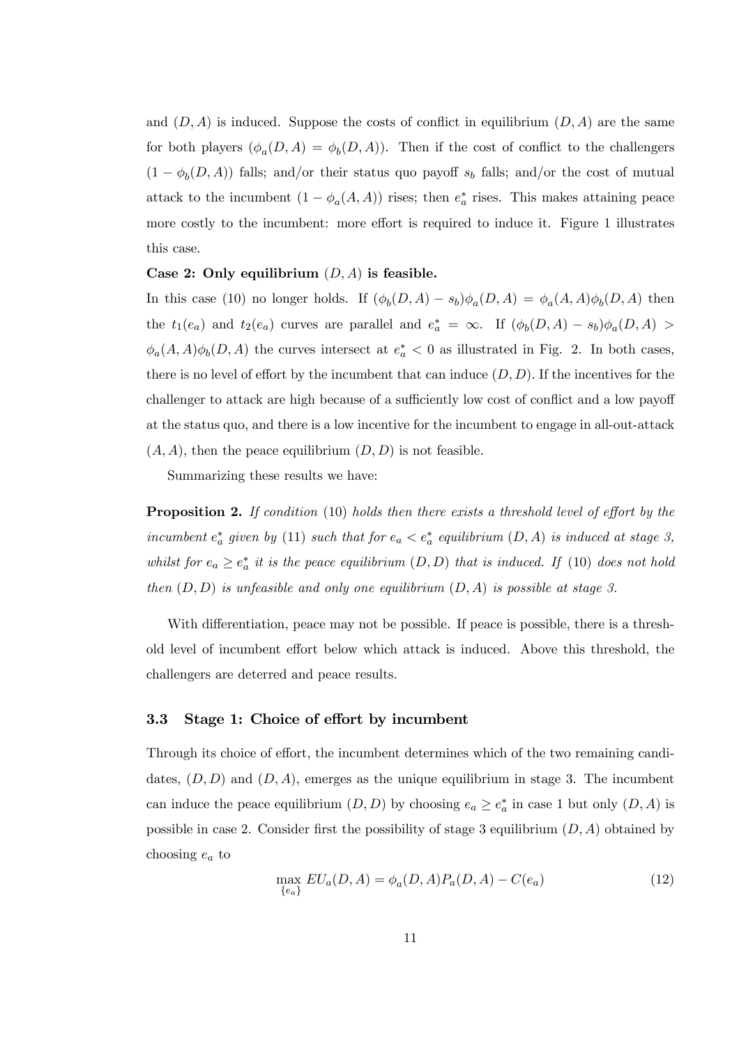and $(D, A)$ is induced. Suppose the costs of conflict in equilibrium $(D, A)$ are the same for both players ($\phi_a(D, A) = \phi_b(D, A)$). Then if the cost of conflict to the challengers $(1 - \phi_b(D, A))$ falls; and/or their status quo payoff $s_b$ falls; and/or the cost of mutual attack to the incumbent $(1 - \phi_a(A, A))$ rises; then $e_a^*$ rises. This makes attaining peace more costly to the incumbent: more effort is required to induce it. Figure 1 illustrates this case.

**Case 2: Only equilibrium $(D, A)$ is feasible.**

In this case (10) no longer holds. If $(\phi_b(D, A) - s_b)\phi_a(D, A) = \phi_a(A, A)\phi_b(D, A)$ then the $t_1(e_a)$ and $t_2(e_a)$ curves are parallel and $e_a^* = \infty$. If $(\phi_b(D, A) - s_b)\phi_a(D, A) > \phi_a(A, A)\phi_b(D, A)$ the curves intersect at $e_a^* < 0$ as illustrated in Fig. 2. In both cases, there is no level of effort by the incumbent that can induce $(D, D)$. If the incentives for the challenger to attack are high because of a sufficiently low cost of conflict and a low payoff at the status quo, and there is a low incentive for the incumbent to engage in all-out-attack $(A, A)$, then the peace equilibrium $(D, D)$ is not feasible.

Summarizing these results we have:

**Proposition 2.** *If condition* (10) *holds then there exists a threshold level of effort by the incumbent $e_a^*$ given by* (11) *such that for $e_a < e_a^*$ equilibrium $(D, A)$ is induced at stage 3, whilst for $e_a \geq e_a^*$ it is the peace equilibrium $(D, D)$ that is induced. If* (10) *does not hold then $(D, D)$ is unfeasible and only one equilibrium $(D, A)$ is possible at stage 3.*

With differentiation, peace may not be possible. If peace is possible, there is a threshold level of incumbent effort below which attack is induced. Above this threshold, the challengers are deterred and peace results.

### 3.3 Stage 1: Choice of effort by incumbent

Through its choice of effort, the incumbent determines which of the two remaining candidates, $(D, D)$ and $(D, A)$, emerges as the unique equilibrium in stage 3. The incumbent can induce the peace equilibrium $(D, D)$ by choosing $e_a \geq e_a^*$ in case 1 but only $(D, A)$ is possible in case 2. Consider first the possibility of stage 3 equilibrium $(D, A)$ obtained by choosing $e_a$ to

$$\max_{\{e_a\}} EU_a(D, A) = \phi_a(D, A)P_a(D, A) - C(e_a) \tag{12}$$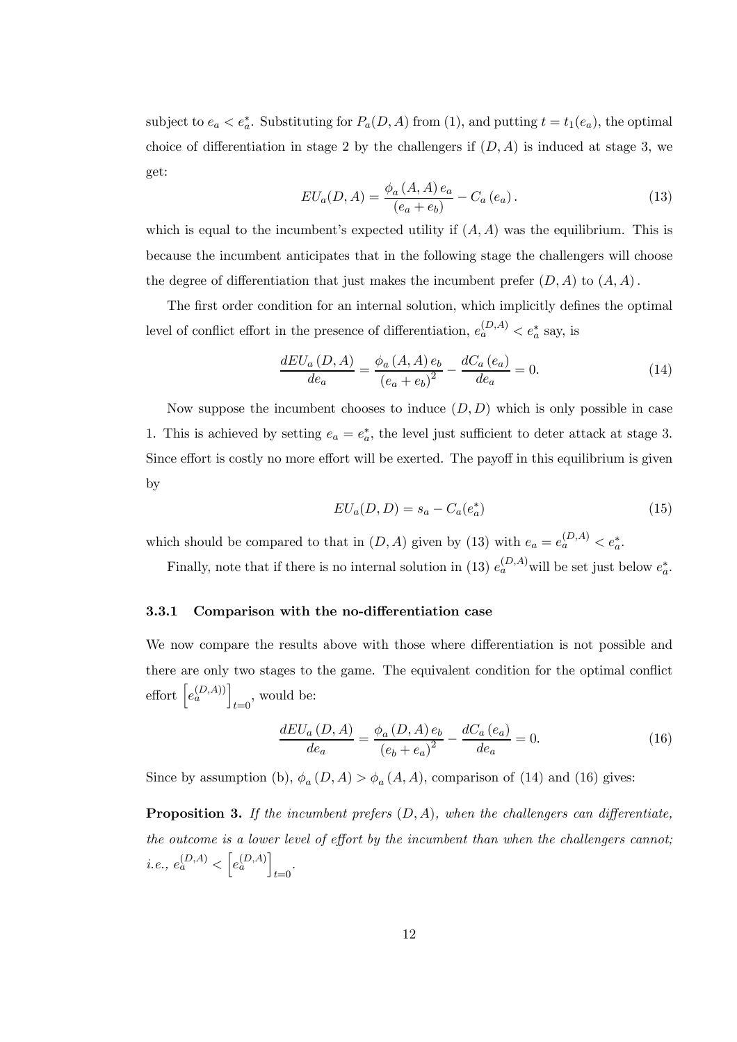subject to $e_a < e_a^*$. Substituting for $P_a(D, A)$ from (1), and putting $t = t_1(e_a)$, the optimal choice of differentiation in stage 2 by the challengers if $(D, A)$ is induced at stage 3, we get:

$$EU_a(D, A) = \frac{\phi_a(A, A)\, e_a}{(e_a + e_b)} - C_a(e_a). \tag{13}$$

which is equal to the incumbent's expected utility if $(A, A)$ was the equilibrium. This is because the incumbent anticipates that in the following stage the challengers will choose the degree of differentiation that just makes the incumbent prefer $(D, A)$ to $(A, A)$.

The first order condition for an internal solution, which implicitly defines the optimal level of conflict effort in the presence of differentiation, $e_a^{(D,A)} < e_a^*$ say, is

$$\frac{dEU_a(D, A)}{de_a} = \frac{\phi_a(A, A)\, e_b}{(e_a + e_b)^2} - \frac{dC_a(e_a)}{de_a} = 0. \tag{14}$$

Now suppose the incumbent chooses to induce $(D, D)$ which is only possible in case 1. This is achieved by setting $e_a = e_a^*$, the level just sufficient to deter attack at stage 3. Since effort is costly no more effort will be exerted. The payoff in this equilibrium is given by

$$EU_a(D, D) = s_a - C_a(e_a^*) \tag{15}$$

which should be compared to that in $(D, A)$ given by (13) with $e_a = e_a^{(D,A)} < e_a^*$.

Finally, note that if there is no internal solution in (13) $e_a^{(D,A)}$ will be set just below $e_a^*$.

### 3.3.1 Comparison with the no-differentiation case

We now compare the results above with those where differentiation is not possible and there are only two stages to the game. The equivalent condition for the optimal conflict effort $\left[e_a^{(D,A))}\right]_{t=0}$, would be:

$$\frac{dEU_a(D, A)}{de_a} = \frac{\phi_a(D, A)\, e_b}{(e_b + e_a)^2} - \frac{dC_a(e_a)}{de_a} = 0. \tag{16}$$

Since by assumption (b), $\phi_a(D, A) > \phi_a(A, A)$, comparison of (14) and (16) gives:

**Proposition 3.** *If the incumbent prefers $(D, A)$, when the challengers can differentiate, the outcome is a lower level of effort by the incumbent than when the challengers cannot; i.e.,* $e_a^{(D,A)} < \left[e_a^{(D,A)}\right]_{t=0}$.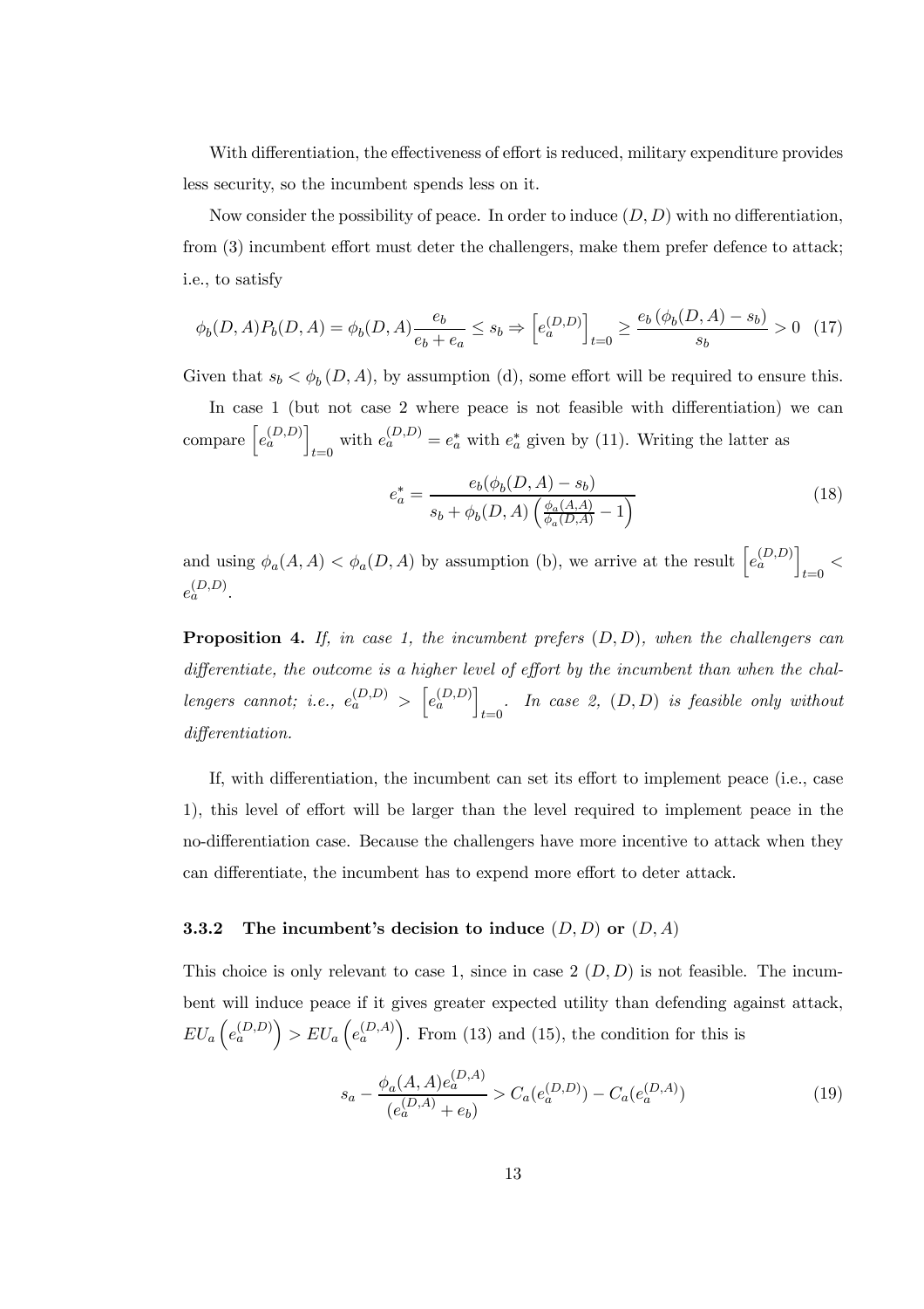With differentiation, the effectiveness of effort is reduced, military expenditure provides less security, so the incumbent spends less on it.

Now consider the possibility of peace. In order to induce $(D, D)$ with no differentiation, from (3) incumbent effort must deter the challengers, make them prefer defence to attack; i.e., to satisfy

$$\phi_b(D, A)P_b(D, A) = \phi_b(D, A)\frac{e_b}{e_b + e_a} \leq s_b \Rightarrow \left[e_a^{(D,D)}\right]_{t=0} \geq \frac{e_b\left(\phi_b(D, A) - s_b\right)}{s_b} > 0 \quad (17)$$

Given that $s_b < \phi_b(D, A)$, by assumption (d), some effort will be required to ensure this.

In case 1 (but not case 2 where peace is not feasible with differentiation) we can compare $\left[e_a^{(D,D)}\right]_{t=0}$ with $e_a^{(D,D)} = e_a^*$ with $e_a^*$ given by (11). Writing the latter as

$$e_a^* = \frac{e_b(\phi_b(D, A) - s_b)}{s_b + \phi_b(D, A)\left(\frac{\phi_a(A,A)}{\phi_a(D,A)} - 1\right)} \quad (18)$$

and using $\phi_a(A, A) < \phi_a(D, A)$ by assumption (b), we arrive at the result $\left[e_a^{(D,D)}\right]_{t=0} < e_a^{(D,D)}$.

**Proposition 4.** *If, in case 1, the incumbent prefers $(D, D)$, when the challengers can differentiate, the outcome is a higher level of effort by the incumbent than when the challengers cannot; i.e., $e_a^{(D,D)} > \left[e_a^{(D,D)}\right]_{t=0}$. In case 2, $(D, D)$ is feasible only without differentiation.*

If, with differentiation, the incumbent can set its effort to implement peace (i.e., case 1), this level of effort will be larger than the level required to implement peace in the no-differentiation case. Because the challengers have more incentive to attack when they can differentiate, the incumbent has to expend more effort to deter attack.

### 3.3.2 The incumbent's decision to induce $(D, D)$ or $(D, A)$

This choice is only relevant to case 1, since in case 2 $(D, D)$ is not feasible. The incumbent will induce peace if it gives greater expected utility than defending against attack, $EU_a\left(e_a^{(D,D)}\right) > EU_a\left(e_a^{(D,A)}\right)$. From (13) and (15), the condition for this is

$$s_a - \frac{\phi_a(A, A)e_a^{(D,A)}}{(e_a^{(D,A)} + e_b)} > C_a(e_a^{(D,D)}) - C_a(e_a^{(D,A)}) \quad (19)$$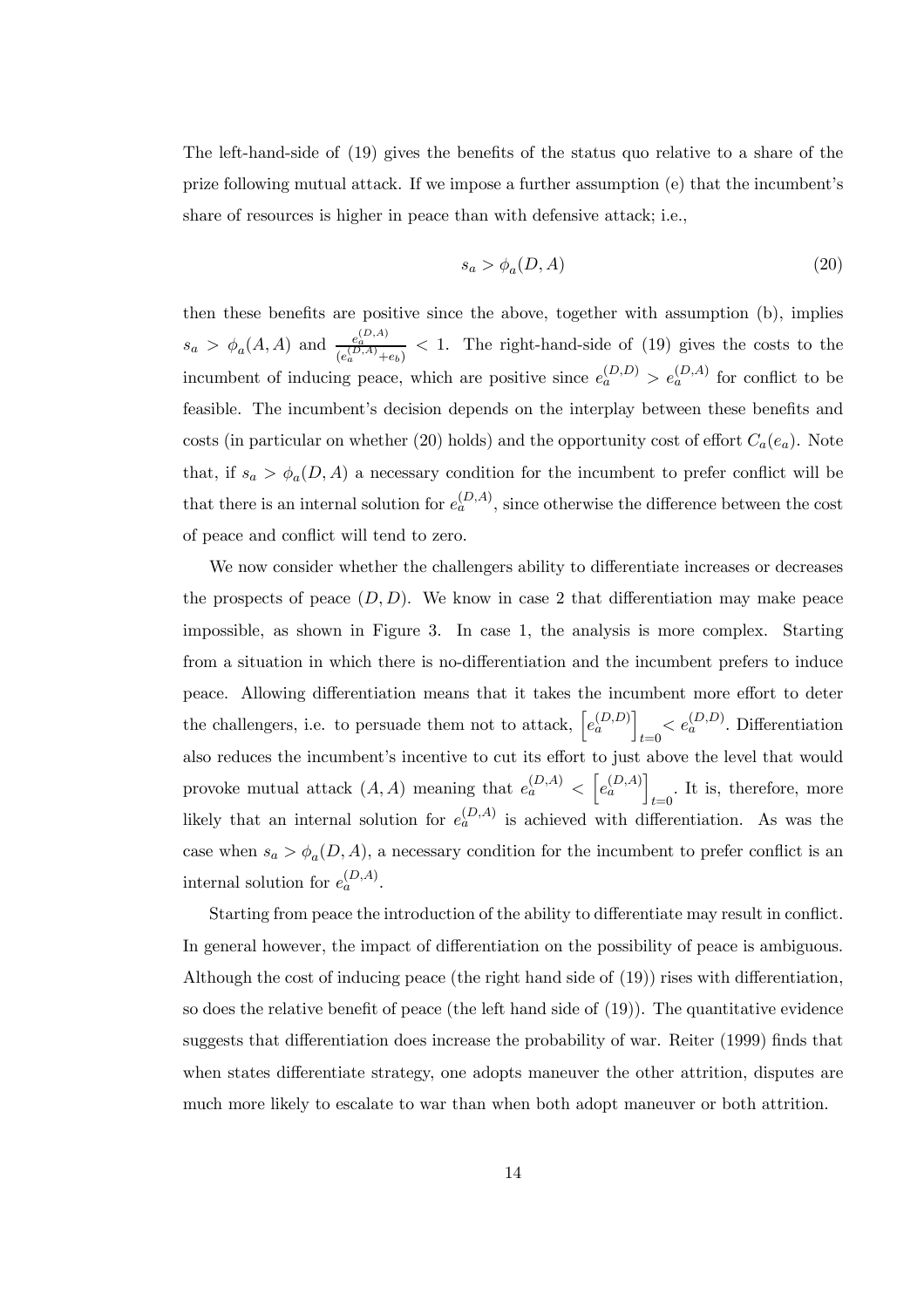The left-hand-side of (19) gives the benefits of the status quo relative to a share of the prize following mutual attack. If we impose a further assumption (e) that the incumbent's share of resources is higher in peace than with defensive attack; i.e.,

$$s_a > \phi_a(D, A) \tag{20}$$

then these benefits are positive since the above, together with assumption (b), implies $s_a > \phi_a(A, A)$ and $\frac{e_a^{(D,A)}}{(e_a^{(D,A)}+e_b)} < 1$. The right-hand-side of (19) gives the costs to the incumbent of inducing peace, which are positive since $e_a^{(D,D)} > e_a^{(D,A)}$ for conflict to be feasible. The incumbent's decision depends on the interplay between these benefits and costs (in particular on whether (20) holds) and the opportunity cost of effort $C_a(e_a)$. Note that, if $s_a > \phi_a(D, A)$ a necessary condition for the incumbent to prefer conflict will be that there is an internal solution for $e_a^{(D,A)}$, since otherwise the difference between the cost of peace and conflict will tend to zero.

We now consider whether the challengers ability to differentiate increases or decreases the prospects of peace $(D, D)$. We know in case 2 that differentiation may make peace impossible, as shown in Figure 3. In case 1, the analysis is more complex. Starting from a situation in which there is no-differentiation and the incumbent prefers to induce peace. Allowing differentiation means that it takes the incumbent more effort to deter the challengers, i.e. to persuade them not to attack, $\left[e_a^{(D,D)}\right]_{t=0} < e_a^{(D,D)}$. Differentiation also reduces the incumbent's incentive to cut its effort to just above the level that would provoke mutual attack $(A, A)$ meaning that $e_a^{(D,A)} < \left[e_a^{(D,A)}\right]_{t=0}$. It is, therefore, more likely that an internal solution for $e_a^{(D,A)}$ is achieved with differentiation. As was the case when $s_a > \phi_a(D, A)$, a necessary condition for the incumbent to prefer conflict is an internal solution for $e_a^{(D,A)}$.

Starting from peace the introduction of the ability to differentiate may result in conflict. In general however, the impact of differentiation on the possibility of peace is ambiguous. Although the cost of inducing peace (the right hand side of (19)) rises with differentiation, so does the relative benefit of peace (the left hand side of (19)). The quantitative evidence suggests that differentiation does increase the probability of war. Reiter (1999) finds that when states differentiate strategy, one adopts maneuver the other attrition, disputes are much more likely to escalate to war than when both adopt maneuver or both attrition.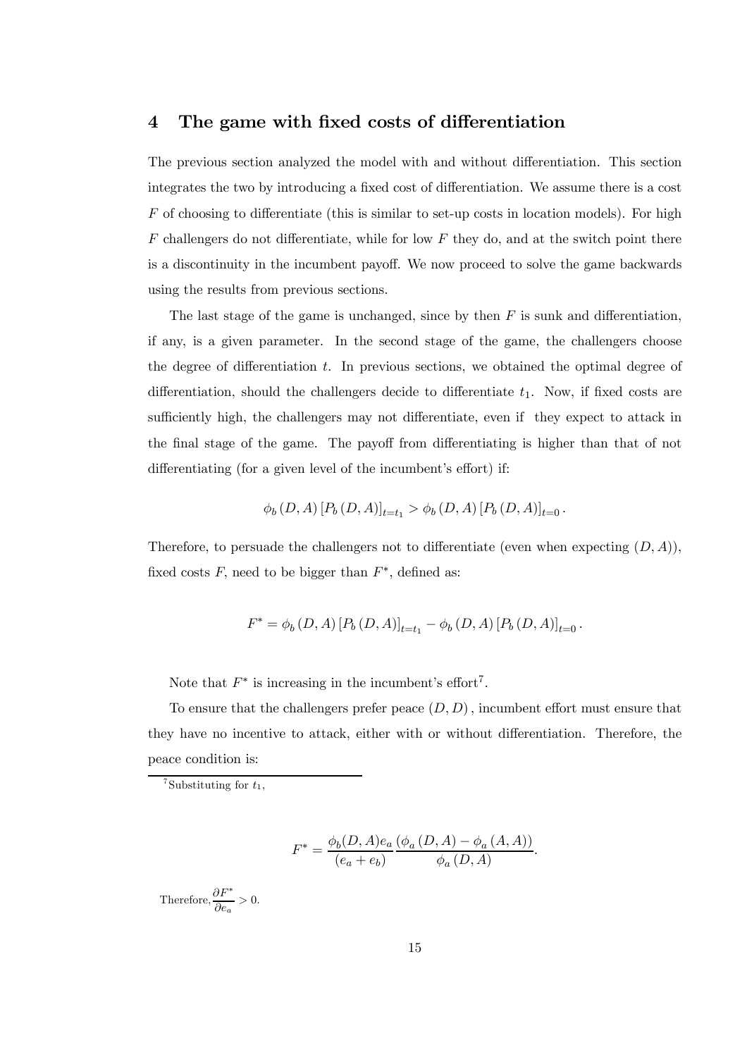## 4 The game with fixed costs of differentiation

The previous section analyzed the model with and without differentiation. This section integrates the two by introducing a fixed cost of differentiation. We assume there is a cost $F$ of choosing to differentiate (this is similar to set-up costs in location models). For high $F$ challengers do not differentiate, while for low $F$ they do, and at the switch point there is a discontinuity in the incumbent payoff. We now proceed to solve the game backwards using the results from previous sections.

The last stage of the game is unchanged, since by then $F$ is sunk and differentiation, if any, is a given parameter. In the second stage of the game, the challengers choose the degree of differentiation $t$. In previous sections, we obtained the optimal degree of differentiation, should the challengers decide to differentiate $t_1$. Now, if fixed costs are sufficiently high, the challengers may not differentiate, even if they expect to attack in the final stage of the game. The payoff from differentiating is higher than that of not differentiating (for a given level of the incumbent's effort) if:

$$\phi_b(D, A)\left[P_b(D, A)\right]_{t=t_1} > \phi_b(D, A)\left[P_b(D, A)\right]_{t=0}.$$

Therefore, to persuade the challengers not to differentiate (even when expecting $(D, A)$), fixed costs $F$, need to be bigger than $F^*$, defined as:

$$F^* = \phi_b(D, A)\left[P_b(D, A)\right]_{t=t_1} - \phi_b(D, A)\left[P_b(D, A)\right]_{t=0}.$$

Note that $F^*$ is increasing in the incumbent's effort[7].

To ensure that the challengers prefer peace $(D, D)$, incumbent effort must ensure that they have no incentive to attack, either with or without differentiation. Therefore, the peace condition is:

[7] Substituting for $t_1$,

$$F^* = \frac{\phi_b(D, A)e_a}{(e_a + e_b)} \frac{\left(\phi_a(D, A) - \phi_a(A, A)\right)}{\phi_a(D, A)}.$$

Therefore, $\dfrac{\partial F^*}{\partial e_a} > 0$.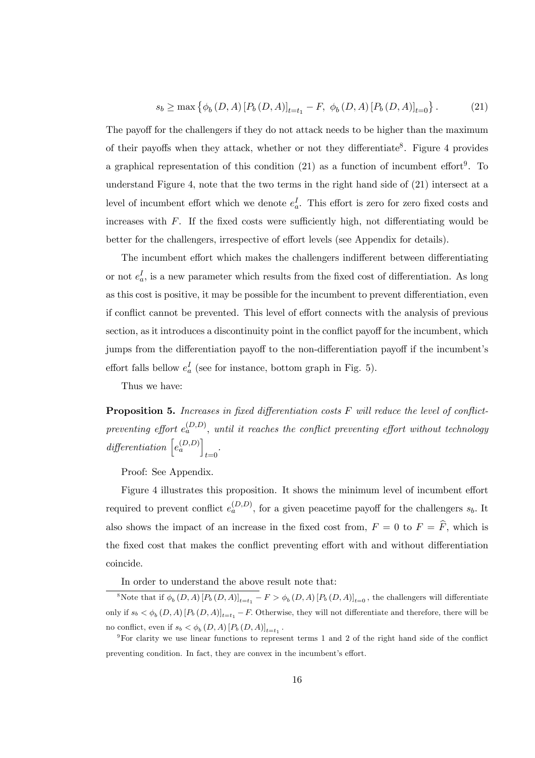$$s_b \geq \max \left\{ \phi_b(D,A) \left[ P_b(D,A) \right]_{t=t_1} - F,\ \phi_b(D,A) \left[ P_b(D,A) \right]_{t=0} \right\}. \tag{21}$$

The payoff for the challengers if they do not attack needs to be higher than the maximum of their payoffs when they attack, whether or not they differentiate[8]. Figure 4 provides a graphical representation of this condition (21) as a function of incumbent effort[9]. To understand Figure 4, note that the two terms in the right hand side of (21) intersect at a level of incumbent effort which we denote $e_a^I$. This effort is zero for zero fixed costs and increases with $F$. If the fixed costs were sufficiently high, not differentiating would be better for the challengers, irrespective of effort levels (see Appendix for details).

The incumbent effort which makes the challengers indifferent between differentiating or not $e_a^I$, is a new parameter which results from the fixed cost of differentiation. As long as this cost is positive, it may be possible for the incumbent to prevent differentiation, even if conflict cannot be prevented. This level of effort connects with the analysis of previous section, as it introduces a discontinuity point in the conflict payoff for the incumbent, which jumps from the differentiation payoff to the non-differentiation payoff if the incumbent's effort falls bellow $e_a^I$ (see for instance, bottom graph in Fig. 5).

Thus we have:

**Proposition 5.** *Increases in fixed differentiation costs $F$ will reduce the level of conflict-preventing effort $e_a^{(D,D)}$, until it reaches the conflict preventing effort without technology differentiation $\left[e_a^{(D,D)}\right]_{t=0}$.*

Proof: See Appendix.

Figure 4 illustrates this proposition. It shows the minimum level of incumbent effort required to prevent conflict $e_a^{(D,D)}$, for a given peacetime payoff for the challengers $s_b$. It also shows the impact of an increase in the fixed cost from, $F = 0$ to $F = \widehat{F}$, which is the fixed cost that makes the conflict preventing effort with and without differentiation coincide.

In order to understand the above result note that:

---

[8] Note that if $\phi_b(D,A) \left[ P_b(D,A) \right]_{t=t_1} - F > \phi_b(D,A) \left[ P_b(D,A) \right]_{t=0}$, the challengers will differentiate only if $s_b < \phi_b(D,A) \left[ P_b(D,A) \right]_{t=t_1} - F$. Otherwise, they will not differentiate and therefore, there will be no conflict, even if $s_b < \phi_b(D,A) \left[ P_b(D,A) \right]_{t=t_1}$.

[9] For clarity we use linear functions to represent terms 1 and 2 of the right hand side of the conflict preventing condition. In fact, they are convex in the incumbent's effort.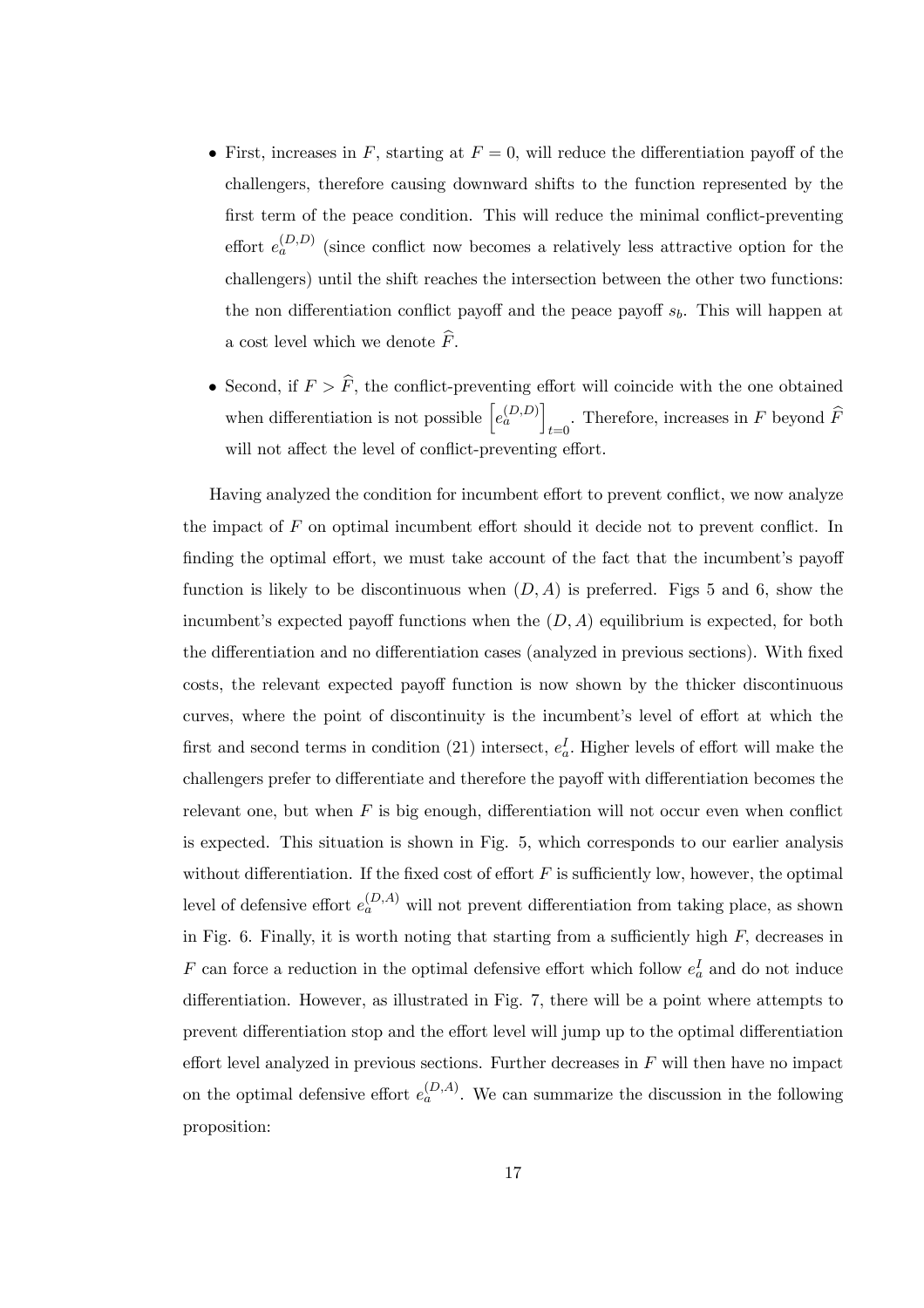- First, increases in $F$, starting at $F = 0$, will reduce the differentiation payoff of the challengers, therefore causing downward shifts to the function represented by the first term of the peace condition. This will reduce the minimal conflict-preventing effort $e_a^{(D,D)}$ (since conflict now becomes a relatively less attractive option for the challengers) until the shift reaches the intersection between the other two functions: the non differentiation conflict payoff and the peace payoff $s_b$. This will happen at a cost level which we denote $\widehat{F}$.
- Second, if $F > \widehat{F}$, the conflict-preventing effort will coincide with the one obtained when differentiation is not possible $\left[e_a^{(D,D)}\right]_{t=0}$. Therefore, increases in $F$ beyond $\widehat{F}$ will not affect the level of conflict-preventing effort.

Having analyzed the condition for incumbent effort to prevent conflict, we now analyze the impact of $F$ on optimal incumbent effort should it decide not to prevent conflict. In finding the optimal effort, we must take account of the fact that the incumbent's payoff function is likely to be discontinuous when $(D, A)$ is preferred. Figs 5 and 6, show the incumbent's expected payoff functions when the $(D, A)$ equilibrium is expected, for both the differentiation and no differentiation cases (analyzed in previous sections). With fixed costs, the relevant expected payoff function is now shown by the thicker discontinuous curves, where the point of discontinuity is the incumbent's level of effort at which the first and second terms in condition (21) intersect, $e_a^I$. Higher levels of effort will make the challengers prefer to differentiate and therefore the payoff with differentiation becomes the relevant one, but when $F$ is big enough, differentiation will not occur even when conflict is expected. This situation is shown in Fig. 5, which corresponds to our earlier analysis without differentiation. If the fixed cost of effort $F$ is sufficiently low, however, the optimal level of defensive effort $e_a^{(D,A)}$ will not prevent differentiation from taking place, as shown in Fig. 6. Finally, it is worth noting that starting from a sufficiently high $F$, decreases in $F$ can force a reduction in the optimal defensive effort which follow $e_a^I$ and do not induce differentiation. However, as illustrated in Fig. 7, there will be a point where attempts to prevent differentiation stop and the effort level will jump up to the optimal differentiation effort level analyzed in previous sections. Further decreases in $F$ will then have no impact on the optimal defensive effort $e_a^{(D,A)}$. We can summarize the discussion in the following proposition: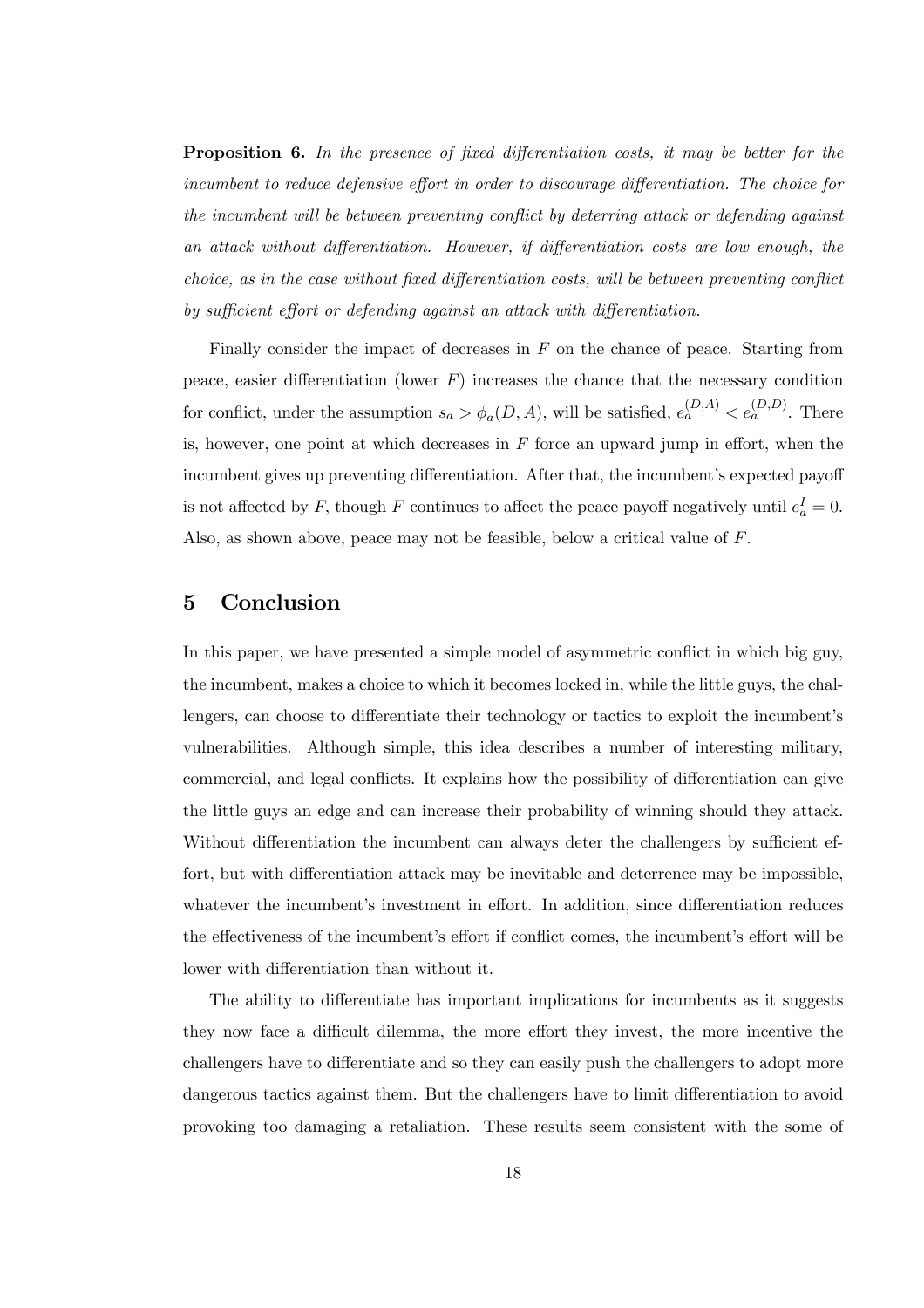**Proposition 6.** *In the presence of fixed differentiation costs, it may be better for the incumbent to reduce defensive effort in order to discourage differentiation. The choice for the incumbent will be between preventing conflict by deterring attack or defending against an attack without differentiation. However, if differentiation costs are low enough, the choice, as in the case without fixed differentiation costs, will be between preventing conflict by sufficient effort or defending against an attack with differentiation.*

Finally consider the impact of decreases in $F$ on the chance of peace. Starting from peace, easier differentiation (lower $F$) increases the chance that the necessary condition for conflict, under the assumption $s_a > \phi_a(D, A)$, will be satisfied, $e_a^{(D,A)} < e_a^{(D,D)}$. There is, however, one point at which decreases in $F$ force an upward jump in effort, when the incumbent gives up preventing differentiation. After that, the incumbent's expected payoff is not affected by $F$, though $F$ continues to affect the peace payoff negatively until $e_a^I = 0$. Also, as shown above, peace may not be feasible, below a critical value of $F$.

## 5 Conclusion

In this paper, we have presented a simple model of asymmetric conflict in which big guy, the incumbent, makes a choice to which it becomes locked in, while the little guys, the challengers, can choose to differentiate their technology or tactics to exploit the incumbent's vulnerabilities. Although simple, this idea describes a number of interesting military, commercial, and legal conflicts. It explains how the possibility of differentiation can give the little guys an edge and can increase their probability of winning should they attack. Without differentiation the incumbent can always deter the challengers by sufficient effort, but with differentiation attack may be inevitable and deterrence may be impossible, whatever the incumbent's investment in effort. In addition, since differentiation reduces the effectiveness of the incumbent's effort if conflict comes, the incumbent's effort will be lower with differentiation than without it.

The ability to differentiate has important implications for incumbents as it suggests they now face a difficult dilemma, the more effort they invest, the more incentive the challengers have to differentiate and so they can easily push the challengers to adopt more dangerous tactics against them. But the challengers have to limit differentiation to avoid provoking too damaging a retaliation. These results seem consistent with the some of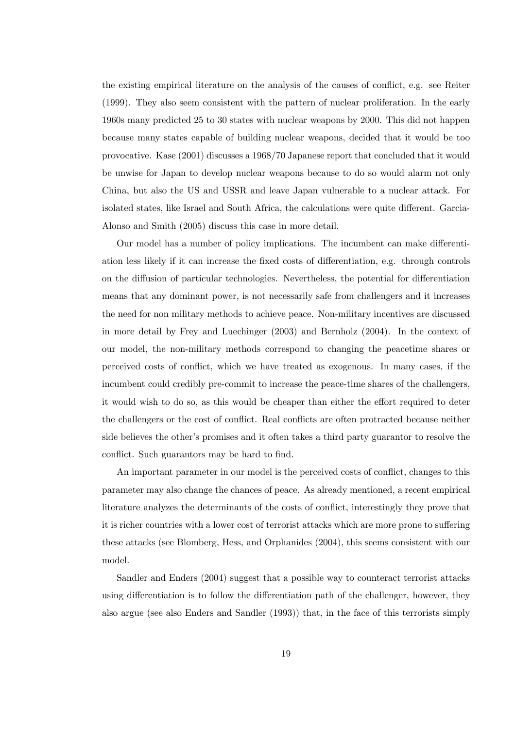the existing empirical literature on the analysis of the causes of conflict, e.g. see Reiter (1999). They also seem consistent with the pattern of nuclear proliferation. In the early 1960s many predicted 25 to 30 states with nuclear weapons by 2000. This did not happen because many states capable of building nuclear weapons, decided that it would be too provocative. Kase (2001) discusses a 1968/70 Japanese report that concluded that it would be unwise for Japan to develop nuclear weapons because to do so would alarm not only China, but also the US and USSR and leave Japan vulnerable to a nuclear attack. For isolated states, like Israel and South Africa, the calculations were quite different. Garcia-Alonso and Smith (2005) discuss this case in more detail.

Our model has a number of policy implications. The incumbent can make differentiation less likely if it can increase the fixed costs of differentiation, e.g. through controls on the diffusion of particular technologies. Nevertheless, the potential for differentiation means that any dominant power, is not necessarily safe from challengers and it increases the need for non military methods to achieve peace. Non-military incentives are discussed in more detail by Frey and Luechinger (2003) and Bernholz (2004). In the context of our model, the non-military methods correspond to changing the peacetime shares or perceived costs of conflict, which we have treated as exogenous. In many cases, if the incumbent could credibly pre-commit to increase the peace-time shares of the challengers, it would wish to do so, as this would be cheaper than either the effort required to deter the challengers or the cost of conflict. Real conflicts are often protracted because neither side believes the other's promises and it often takes a third party guarantor to resolve the conflict. Such guarantors may be hard to find.

An important parameter in our model is the perceived costs of conflict, changes to this parameter may also change the chances of peace. As already mentioned, a recent empirical literature analyzes the determinants of the costs of conflict, interestingly they prove that it is richer countries with a lower cost of terrorist attacks which are more prone to suffering these attacks (see Blomberg, Hess, and Orphanides (2004), this seems consistent with our model.

Sandler and Enders (2004) suggest that a possible way to counteract terrorist attacks using differentiation is to follow the differentiation path of the challenger, however, they also argue (see also Enders and Sandler (1993)) that, in the face of this terrorists simply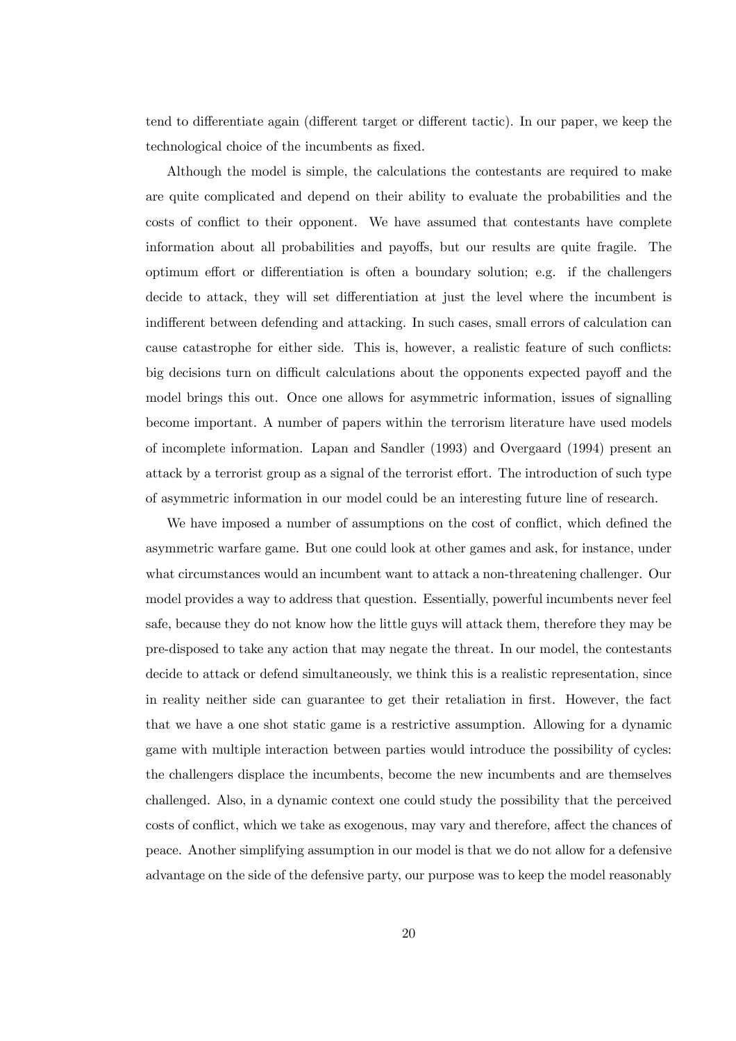tend to differentiate again (different target or different tactic). In our paper, we keep the technological choice of the incumbents as fixed.

Although the model is simple, the calculations the contestants are required to make are quite complicated and depend on their ability to evaluate the probabilities and the costs of conflict to their opponent. We have assumed that contestants have complete information about all probabilities and payoffs, but our results are quite fragile. The optimum effort or differentiation is often a boundary solution; e.g. if the challengers decide to attack, they will set differentiation at just the level where the incumbent is indifferent between defending and attacking. In such cases, small errors of calculation can cause catastrophe for either side. This is, however, a realistic feature of such conflicts: big decisions turn on difficult calculations about the opponents expected payoff and the model brings this out. Once one allows for asymmetric information, issues of signalling become important. A number of papers within the terrorism literature have used models of incomplete information. Lapan and Sandler (1993) and Overgaard (1994) present an attack by a terrorist group as a signal of the terrorist effort. The introduction of such type of asymmetric information in our model could be an interesting future line of research.

We have imposed a number of assumptions on the cost of conflict, which defined the asymmetric warfare game. But one could look at other games and ask, for instance, under what circumstances would an incumbent want to attack a non-threatening challenger. Our model provides a way to address that question. Essentially, powerful incumbents never feel safe, because they do not know how the little guys will attack them, therefore they may be pre-disposed to take any action that may negate the threat. In our model, the contestants decide to attack or defend simultaneously, we think this is a realistic representation, since in reality neither side can guarantee to get their retaliation in first. However, the fact that we have a one shot static game is a restrictive assumption. Allowing for a dynamic game with multiple interaction between parties would introduce the possibility of cycles: the challengers displace the incumbents, become the new incumbents and are themselves challenged. Also, in a dynamic context one could study the possibility that the perceived costs of conflict, which we take as exogenous, may vary and therefore, affect the chances of peace. Another simplifying assumption in our model is that we do not allow for a defensive advantage on the side of the defensive party, our purpose was to keep the model reasonably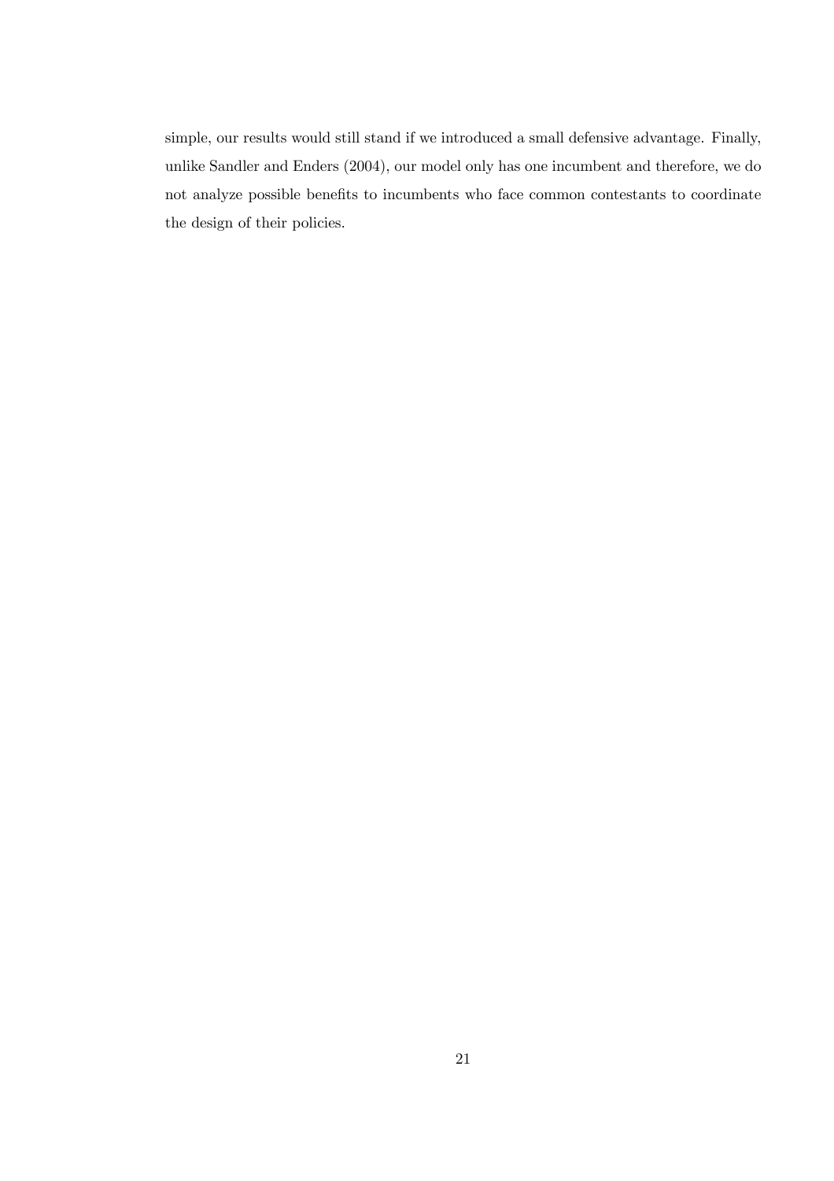simple, our results would still stand if we introduced a small defensive advantage. Finally, unlike Sandler and Enders (2004), our model only has one incumbent and therefore, we do not analyze possible benefits to incumbents who face common contestants to coordinate the design of their policies.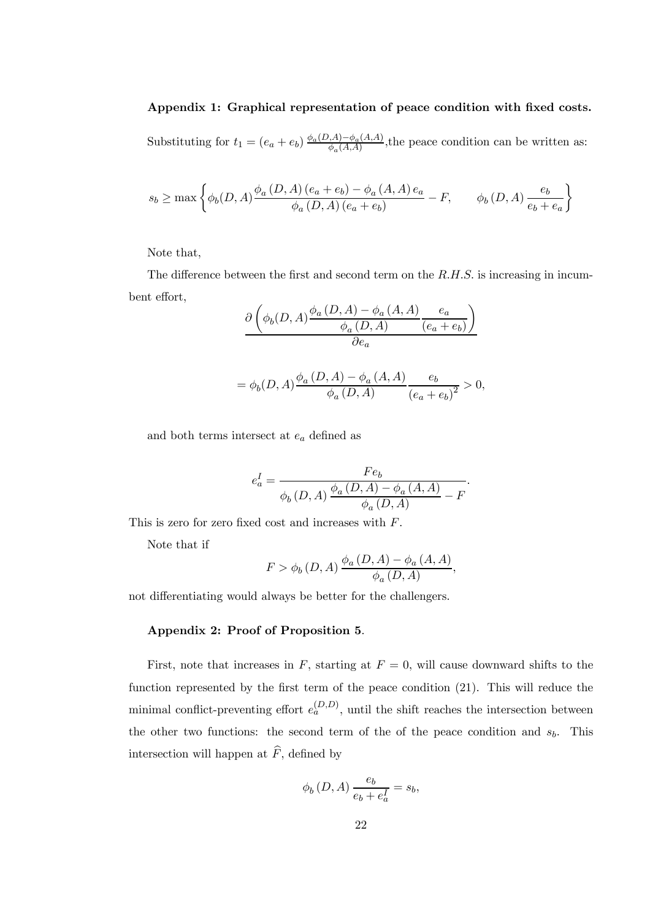**Appendix 1: Graphical representation of peace condition with fixed costs.**

Substituting for $t_1 = (e_a + e_b) \frac{\phi_a(D,A) - \phi_a(A,A)}{\phi_a(A,A)}$,the peace condition can be written as:

$$s_b \geq \max \left\{ \phi_b(D,A) \frac{\phi_a(D,A)(e_a + e_b) - \phi_a(A,A) e_a}{\phi_a(D,A)(e_a + e_b)} - F, \qquad \phi_b(D,A) \frac{e_b}{e_b + e_a} \right\}$$

Note that,

The difference between the first and second term on the *R.H.S.* is increasing in incumbent effort,

$$\frac{\partial \left( \phi_b(D,A) \dfrac{\phi_a(D,A) - \phi_a(A,A)}{\phi_a(D,A)} \dfrac{e_a}{(e_a + e_b)} \right)}{\partial e_a}$$

$$= \phi_b(D,A) \frac{\phi_a(D,A) - \phi_a(A,A)}{\phi_a(D,A)} \frac{e_b}{(e_a + e_b)^2} > 0,$$

and both terms intersect at $e_a$ defined as

$$e_a^I = \frac{F e_b}{\phi_b(D,A) \dfrac{\phi_a(D,A) - \phi_a(A,A)}{\phi_a(D,A)} - F}.$$

This is zero for zero fixed cost and increases with $F$.

Note that if

$$F > \phi_b(D,A) \frac{\phi_a(D,A) - \phi_a(A,A)}{\phi_a(D,A)},$$

not differentiating would always be better for the challengers.

**Appendix 2: Proof of Proposition 5**.

First, note that increases in $F$, starting at $F = 0$, will cause downward shifts to the function represented by the first term of the peace condition (21). This will reduce the minimal conflict-preventing effort $e_a^{(D,D)}$, until the shift reaches the intersection between the other two functions: the second term of the of the peace condition and $s_b$. This intersection will happen at $\widehat{F}$, defined by

$$\phi_b(D,A) \frac{e_b}{e_b + e_a^I} = s_b,$$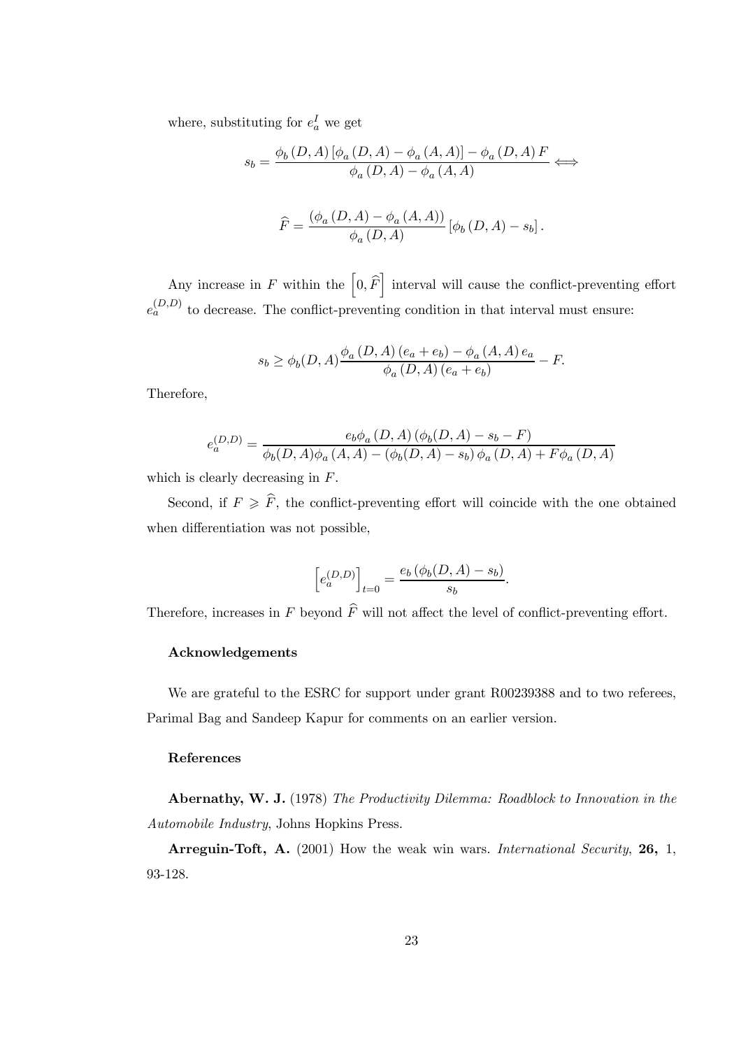where, substituting for $e_a^I$ we get

$$s_b = \frac{\phi_b\left(D,A\right)\left[\phi_a\left(D,A\right) - \phi_a\left(A,A\right)\right] - \phi_a\left(D,A\right)F}{\phi_a\left(D,A\right) - \phi_a\left(A,A\right)} \Longleftrightarrow$$

$$\widehat{F} = \frac{\left(\phi_a\left(D,A\right) - \phi_a\left(A,A\right)\right)}{\phi_a\left(D,A\right)}\left[\phi_b\left(D,A\right) - s_b\right].$$

Any increase in $F$ within the $\left[0,\widehat{F}\right]$ interval will cause the conflict-preventing effort $e_a^{(D,D)}$ to decrease. The conflict-preventing condition in that interval must ensure:

$$s_b \geq \phi_b(D,A)\frac{\phi_a\left(D,A\right)\left(e_a + e_b\right) - \phi_a\left(A,A\right)e_a}{\phi_a\left(D,A\right)\left(e_a + e_b\right)} - F.$$

Therefore,

$$e_a^{(D,D)} = \frac{e_b\phi_a\left(D,A\right)\left(\phi_b(D,A) - s_b - F\right)}{\phi_b(D,A)\phi_a\left(A,A\right) - \left(\phi_b(D,A) - s_b\right)\phi_a\left(D,A\right) + F\phi_a\left(D,A\right)}$$

which is clearly decreasing in $F$.

Second, if $F \geqslant \widehat{F}$, the conflict-preventing effort will coincide with the one obtained when differentiation was not possible,

$$\left[e_a^{(D,D)}\right]_{t=0} = \frac{e_b\left(\phi_b(D,A) - s_b\right)}{s_b}.$$

Therefore, increases in $F$ beyond $\widehat{F}$ will not affect the level of conflict-preventing effort.

### Acknowledgements

We are grateful to the ESRC for support under grant R00239388 and to two referees, Parimal Bag and Sandeep Kapur for comments on an earlier version.

### References

**Abernathy, W. J.** (1978) *The Productivity Dilemma: Roadblock to Innovation in the Automobile Industry*, Johns Hopkins Press.

**Arreguin-Toft, A.** (2001) How the weak win wars. *International Security*, **26,** 1, 93-128.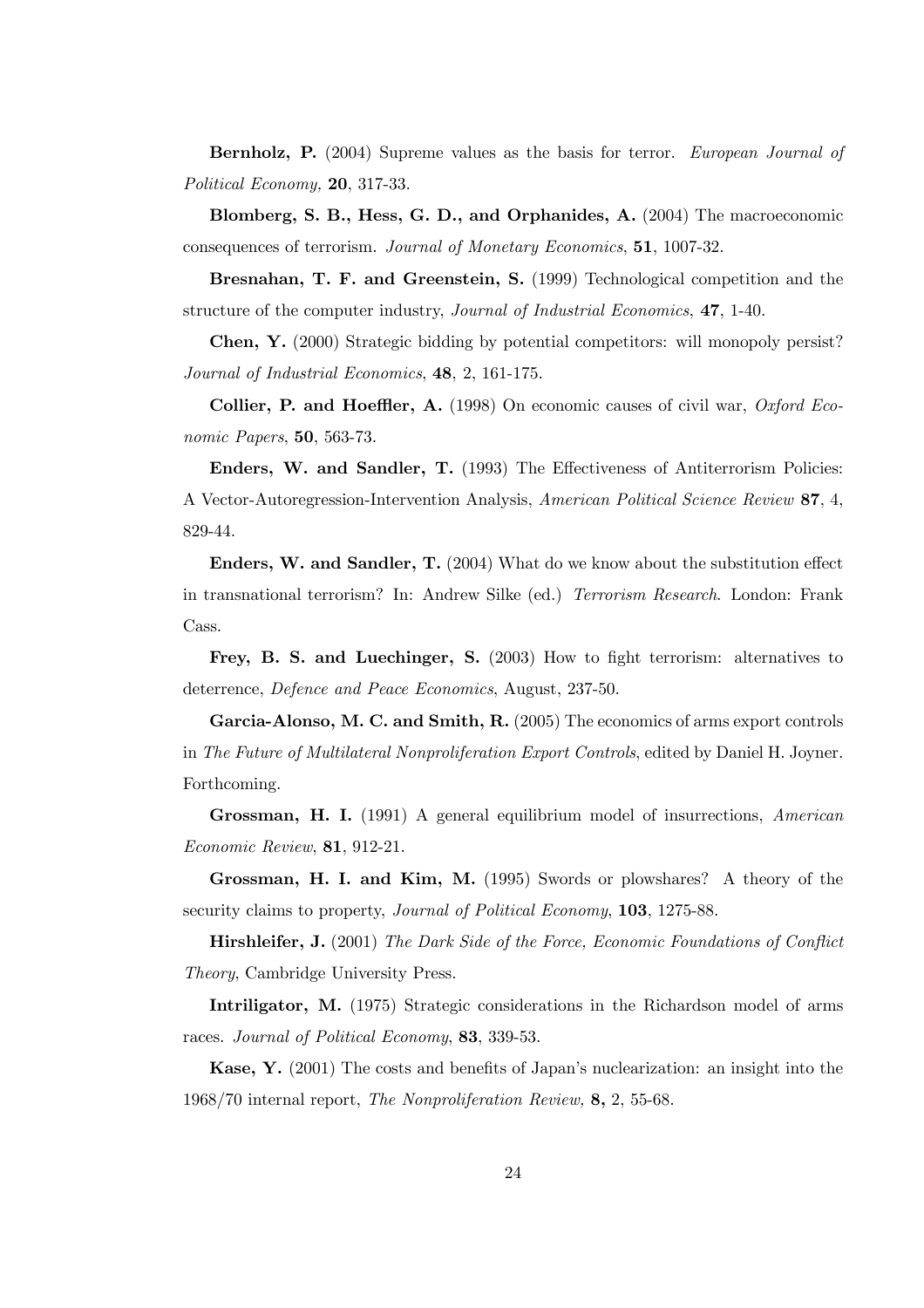**Bernholz, P.** (2004) Supreme values as the basis for terror. *European Journal of Political Economy,* **20**, 317-33.

**Blomberg, S. B., Hess, G. D., and Orphanides, A.** (2004) The macroeconomic consequences of terrorism. *Journal of Monetary Economics*, **51**, 1007-32.

**Bresnahan, T. F. and Greenstein, S.** (1999) Technological competition and the structure of the computer industry, *Journal of Industrial Economics*, **47**, 1-40.

**Chen, Y.** (2000) Strategic bidding by potential competitors: will monopoly persist? *Journal of Industrial Economics*, **48**, 2, 161-175.

**Collier, P. and Hoeffler, A.** (1998) On economic causes of civil war, *Oxford Economic Papers*, **50**, 563-73.

**Enders, W. and Sandler, T.** (1993) The Effectiveness of Antiterrorism Policies: A Vector-Autoregression-Intervention Analysis, *American Political Science Review* **87**, 4, 829-44.

**Enders, W. and Sandler, T.** (2004) What do we know about the substitution effect in transnational terrorism? In: Andrew Silke (ed.) *Terrorism Research*. London: Frank Cass.

**Frey, B. S. and Luechinger, S.** (2003) How to fight terrorism: alternatives to deterrence, *Defence and Peace Economics*, August, 237-50.

**Garcia-Alonso, M. C. and Smith, R.** (2005) The economics of arms export controls in *The Future of Multilateral Nonproliferation Export Controls*, edited by Daniel H. Joyner. Forthcoming.

**Grossman, H. I.** (1991) A general equilibrium model of insurrections, *American Economic Review*, **81**, 912-21.

**Grossman, H. I. and Kim, M.** (1995) Swords or plowshares? A theory of the security claims to property, *Journal of Political Economy*, **103**, 1275-88.

**Hirshleifer, J.** (2001) *The Dark Side of the Force, Economic Foundations of Conflict Theory*, Cambridge University Press.

**Intriligator, M.** (1975) Strategic considerations in the Richardson model of arms races. *Journal of Political Economy*, **83**, 339-53.

**Kase, Y.** (2001) The costs and benefits of Japan's nuclearization: an insight into the 1968/70 internal report, *The Nonproliferation Review,* **8,** 2, 55-68.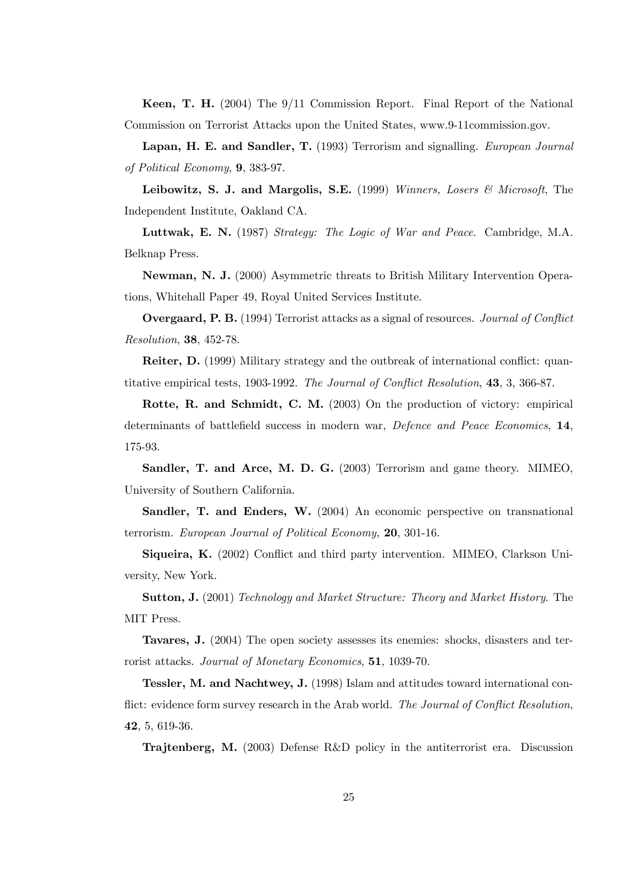**Keen, T. H.** (2004) The 9/11 Commission Report. Final Report of the National Commission on Terrorist Attacks upon the United States, www.9-11commission.gov.

**Lapan, H. E. and Sandler, T.** (1993) Terrorism and signalling. *European Journal of Political Economy*, **9**, 383-97.

**Leibowitz, S. J. and Margolis, S.E.** (1999) *Winners, Losers & Microsoft*, The Independent Institute, Oakland CA.

**Luttwak, E. N.** (1987) *Strategy: The Logic of War and Peace*. Cambridge, M.A. Belknap Press.

**Newman, N. J.** (2000) Asymmetric threats to British Military Intervention Operations, Whitehall Paper 49, Royal United Services Institute.

**Overgaard, P. B.** (1994) Terrorist attacks as a signal of resources. *Journal of Conflict Resolution*, **38**, 452-78.

**Reiter, D.** (1999) Military strategy and the outbreak of international conflict: quantitative empirical tests, 1903-1992. *The Journal of Conflict Resolution*, **43**, 3, 366-87.

**Rotte, R. and Schmidt, C. M.** (2003) On the production of victory: empirical determinants of battlefield success in modern war, *Defence and Peace Economics*, **14**, 175-93.

**Sandler, T. and Arce, M. D. G.** (2003) Terrorism and game theory. MIMEO, University of Southern California.

**Sandler, T. and Enders, W.** (2004) An economic perspective on transnational terrorism. *European Journal of Political Economy,* **20**, 301-16.

**Siqueira, K.** (2002) Conflict and third party intervention. MIMEO, Clarkson University, New York.

**Sutton, J.** (2001) *Technology and Market Structure: Theory and Market History*. The MIT Press.

**Tavares, J.** (2004) The open society assesses its enemies: shocks, disasters and terrorist attacks. *Journal of Monetary Economics*, **51**, 1039-70.

**Tessler, M. and Nachtwey, J.** (1998) Islam and attitudes toward international conflict: evidence form survey research in the Arab world. *The Journal of Conflict Resolution*, **42**, 5, 619-36.

**Trajtenberg, M.** (2003) Defense R&D policy in the antiterrorist era. Discussion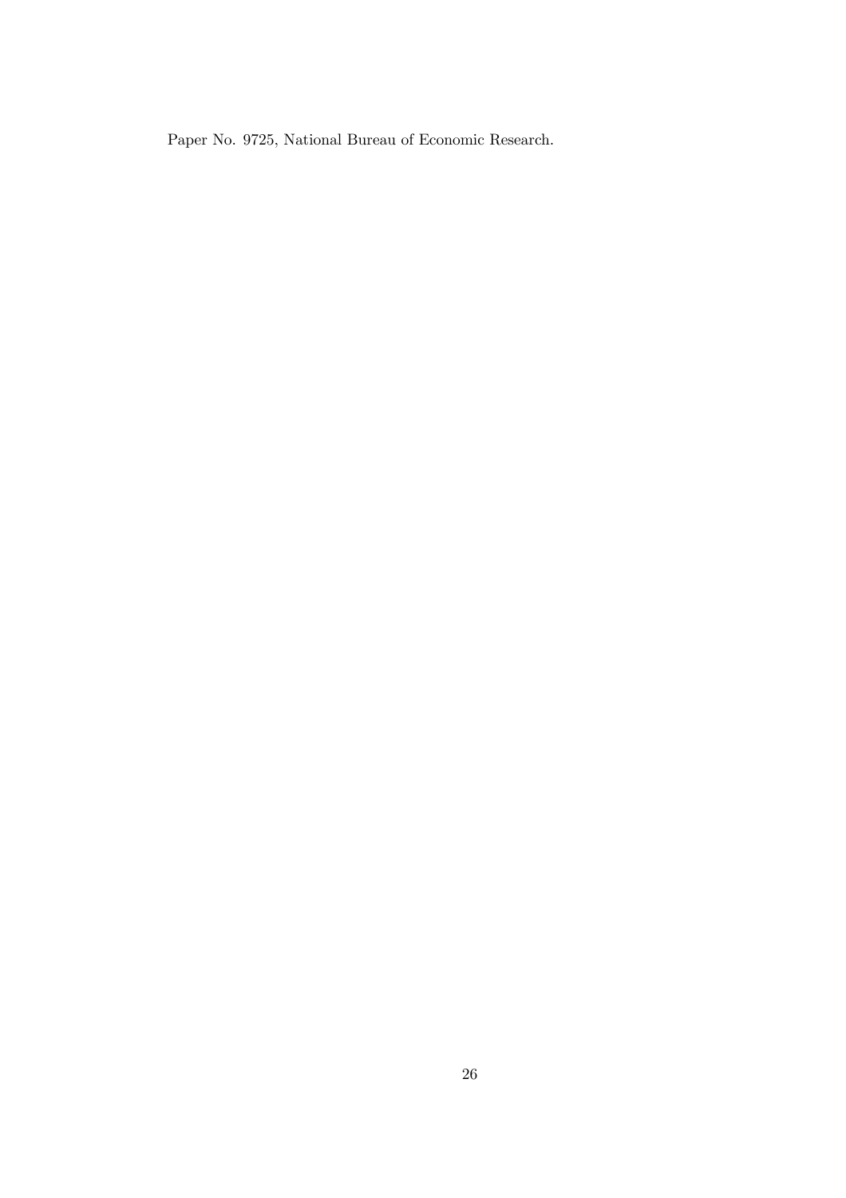Paper No. 9725, National Bureau of Economic Research.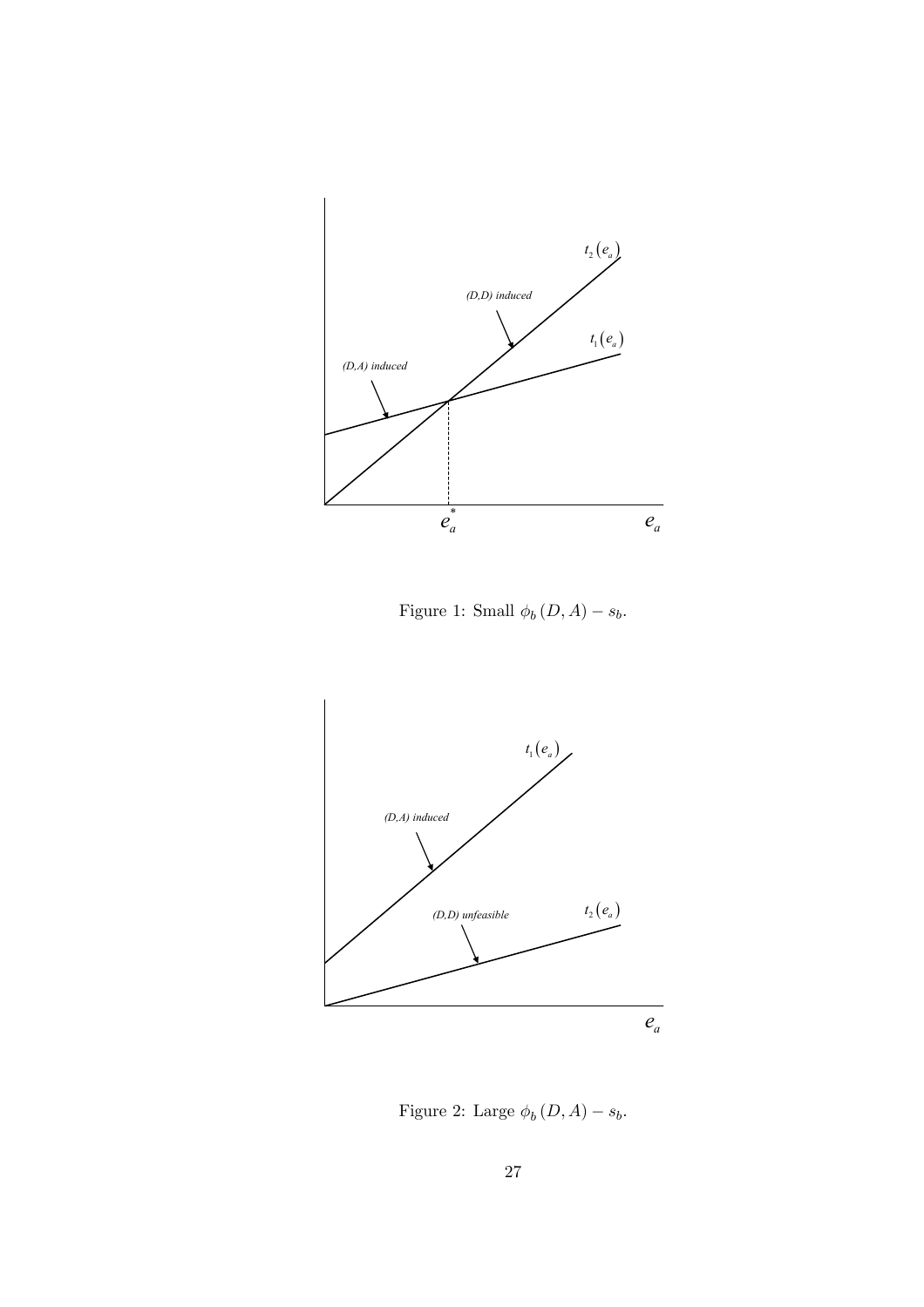Figure 1: Small $\phi_b(D,A) - s_b$.

Figure 2: Large $\phi_b(D,A) - s_b$.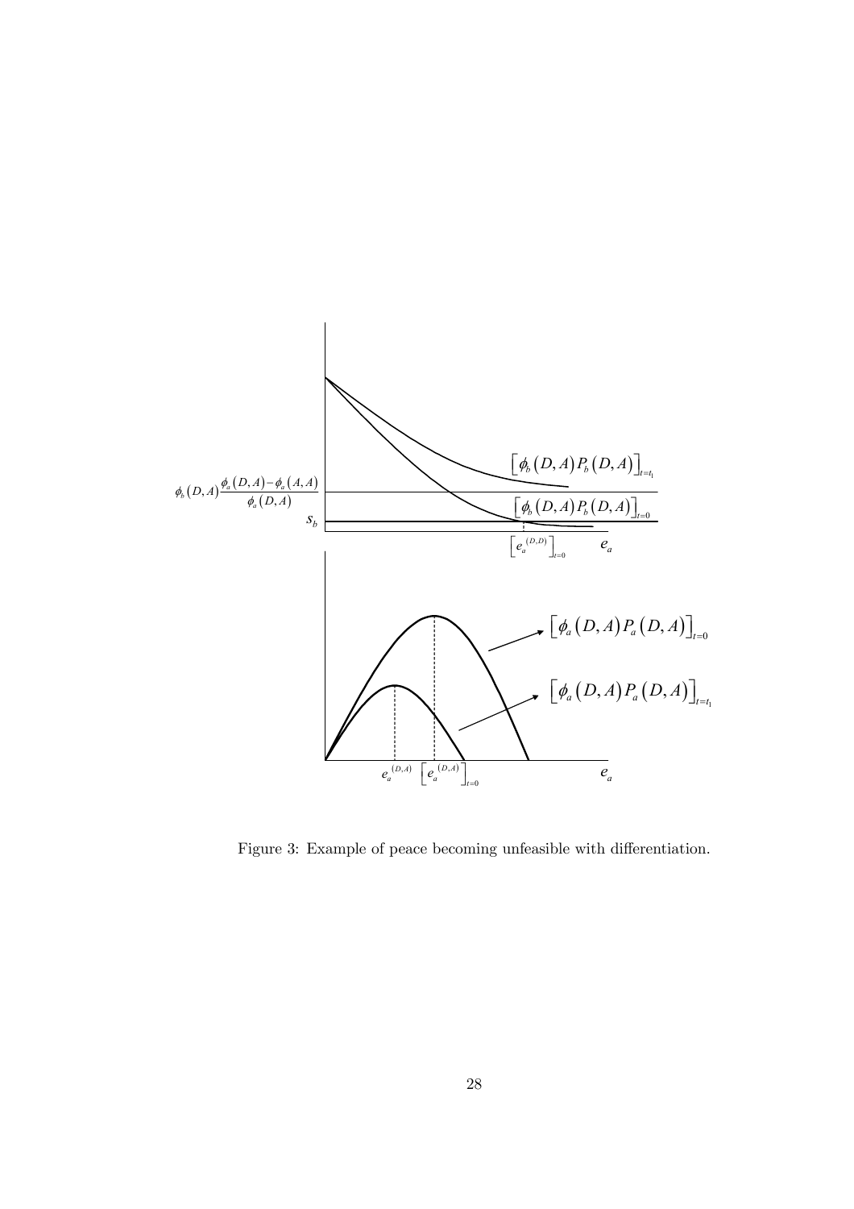Figure 3: Example of peace becoming unfeasible with differentiation.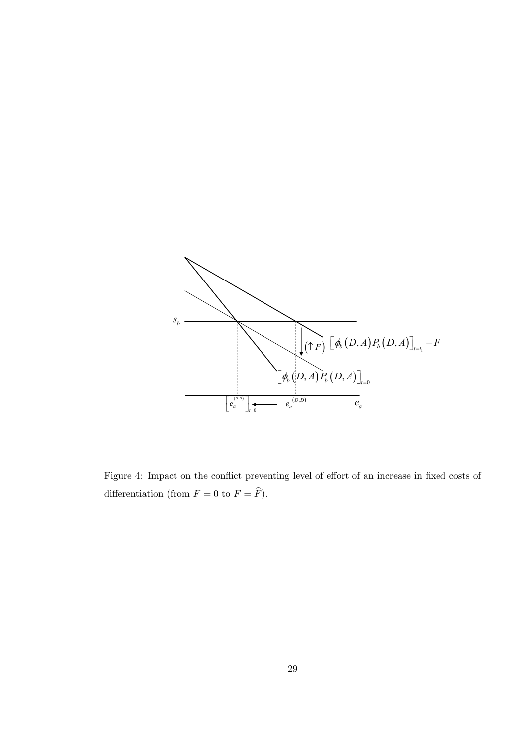Figure 4: Impact on the conflict preventing level of effort of an increase in fixed costs of differentiation (from $F = 0$ to $F = \widehat{F}$).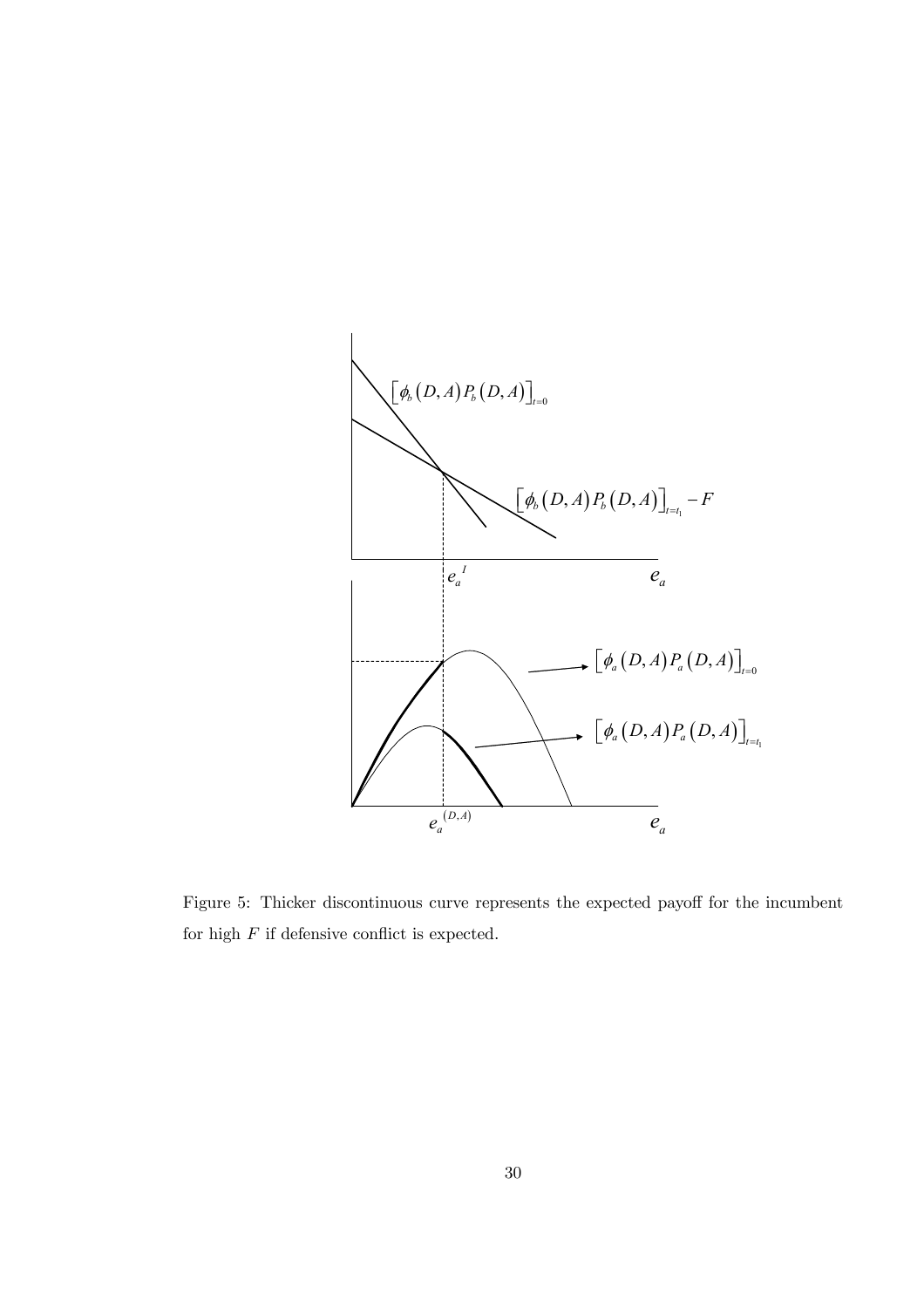Figure 5: Thicker discontinuous curve represents the expected payoff for the incumbent for high $F$ if defensive conflict is expected.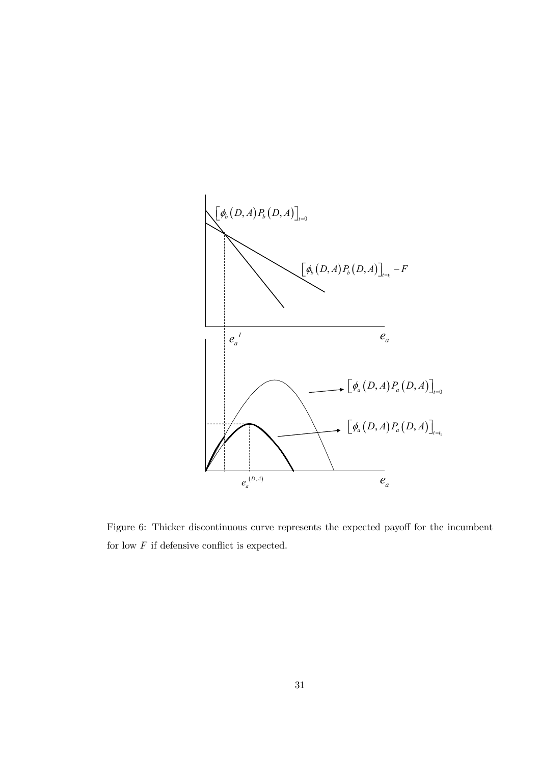Figure 6: Thicker discontinuous curve represents the expected payoff for the incumbent for low $F$ if defensive conflict is expected.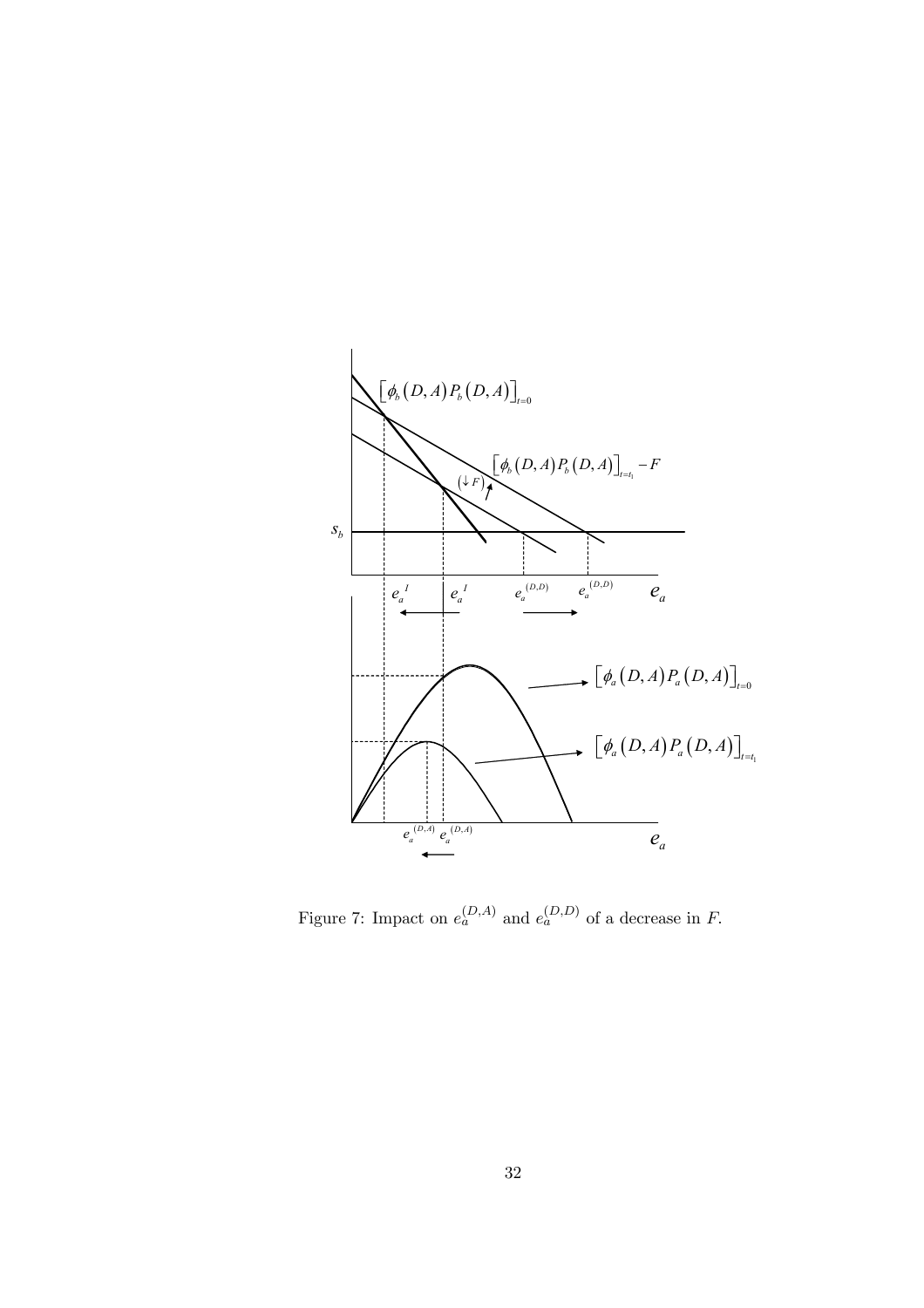$\left[\phi_b(D,A)P_b(D,A)\right]_{t=0}$

$\left[\phi_b(D,A)P_b(D,A)\right]_{t=t_1} - F$

$(\downarrow F)$

$s_b$

$e_a^{\,I}$ $e_a^{\,I}$ $e_a^{\,(D,D)}$ $e_a^{\,(D,D)}$ $e_a$

$\left[\phi_a(D,A)P_a(D,A)\right]_{t=0}$

$\left[\phi_a(D,A)P_a(D,A)\right]_{t=t_1}$

$e_a^{\,(D,A)}$ $e_a^{\,(D,A)}$ $e_a$

Figure 7: Impact on $e_a^{(D,A)}$ and $e_a^{(D,D)}$ of a decrease in $F$.